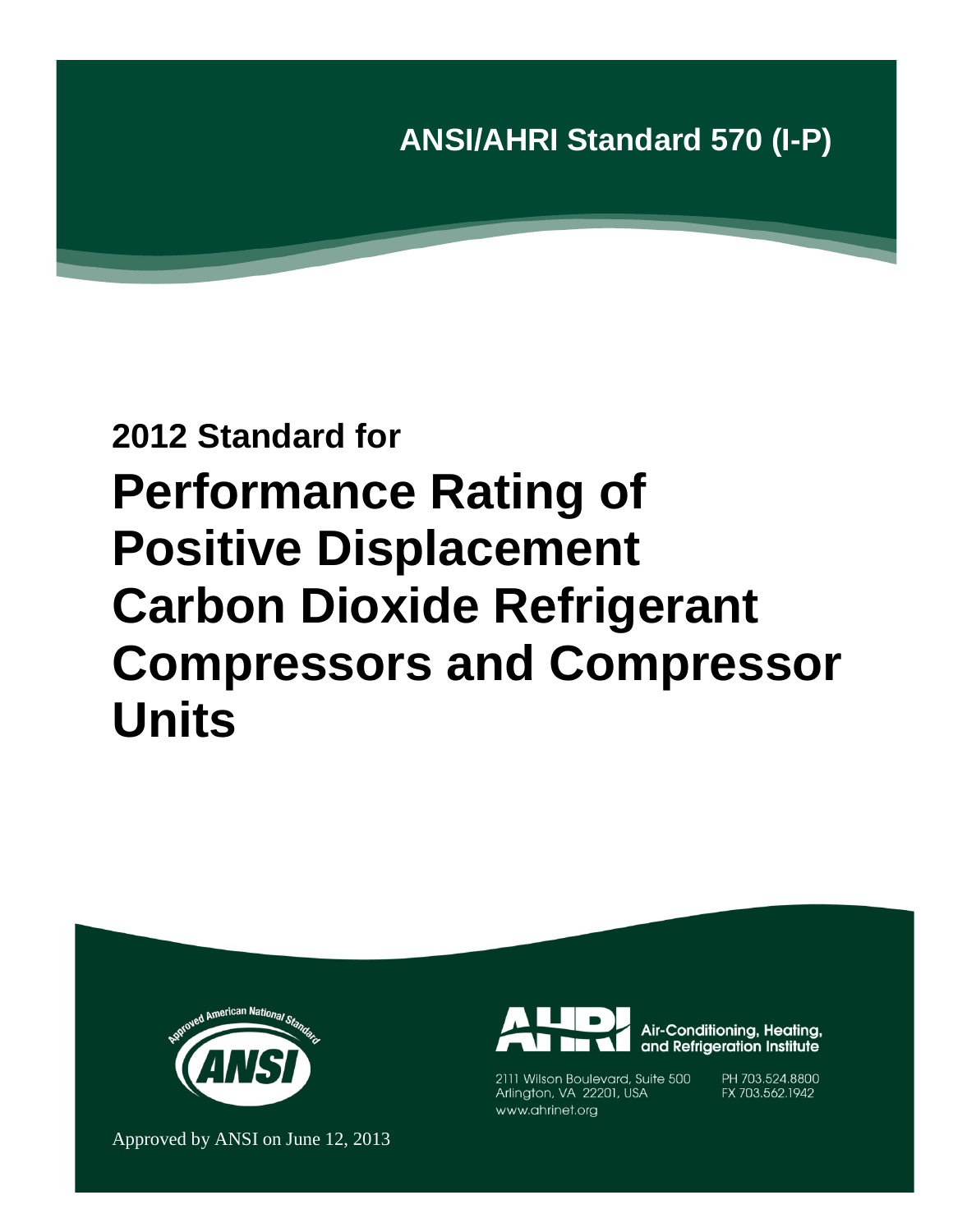**ANSI/AHRI Standard 570 (I-P)**

**2012 Standard for**

# Performance Rating of Positive Displacement Carbon Dioxide Refrigerant Compressors and Compressor Units

Approved American National Standard

ANSI

Air-Conditioning, Heating, and Refrigeration Institute

2111 Wilson Boulevard, Suite 500
Arlington, VA 22201, USA
www.ahrinet.org

PH 703.524.8800
FX 703.562.1942

Approved by ANSI on June 12, 2013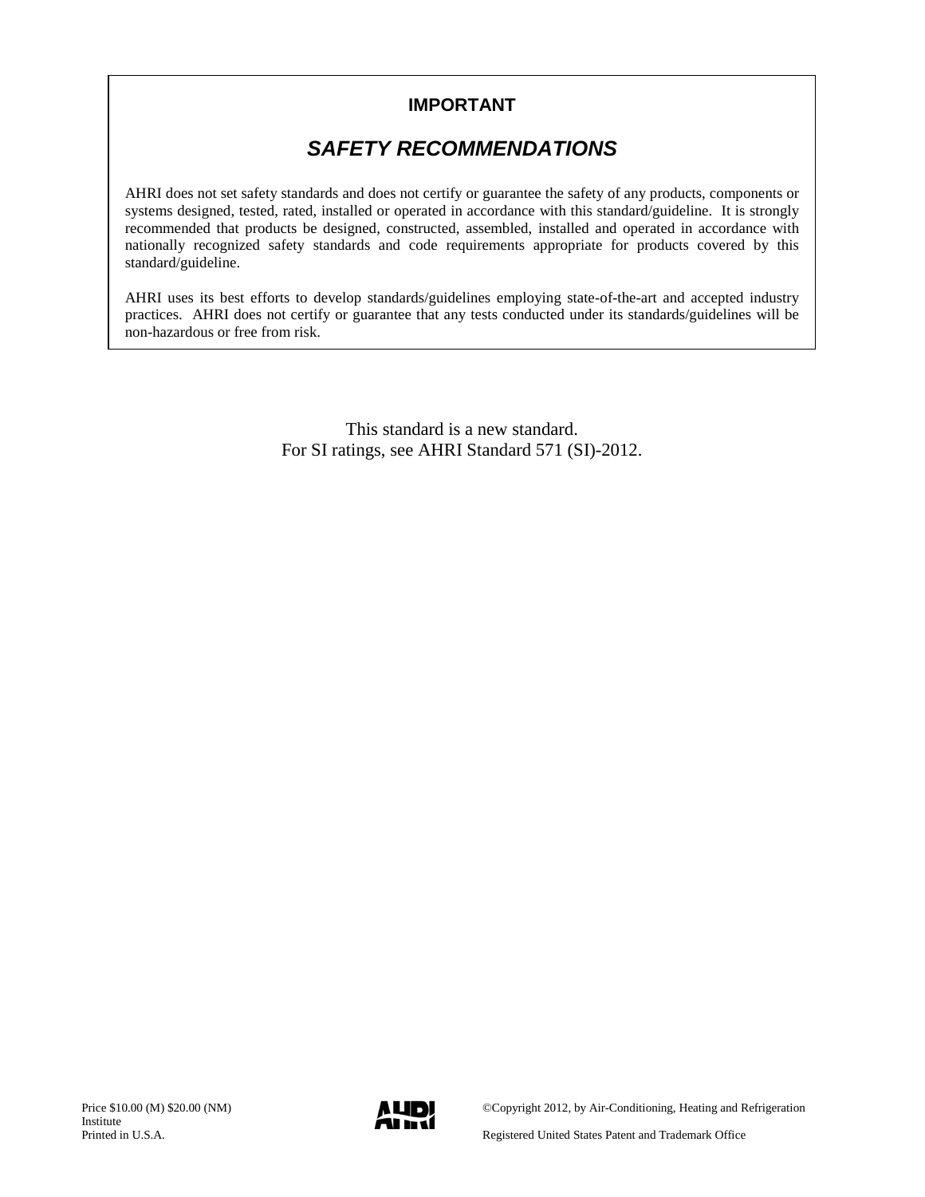## IMPORTANT

### *SAFETY RECOMMENDATIONS*

AHRI does not set safety standards and does not certify or guarantee the safety of any products, components or systems designed, tested, rated, installed or operated in accordance with this standard/guideline. It is strongly recommended that products be designed, constructed, assembled, installed and operated in accordance with nationally recognized safety standards and code requirements appropriate for products covered by this standard/guideline.

AHRI uses its best efforts to develop standards/guidelines employing state-of-the-art and accepted industry practices. AHRI does not certify or guarantee that any tests conducted under its standards/guidelines will be non-hazardous or free from risk.

This standard is a new standard.
For SI ratings, see AHRI Standard 571 (SI)-2012.

Price $10.00 (M) $20.00 (NM)
Printed in U.S.A.

©Copyright 2012, by Air-Conditioning, Heating and Refrigeration Institute
Registered United States Patent and Trademark Office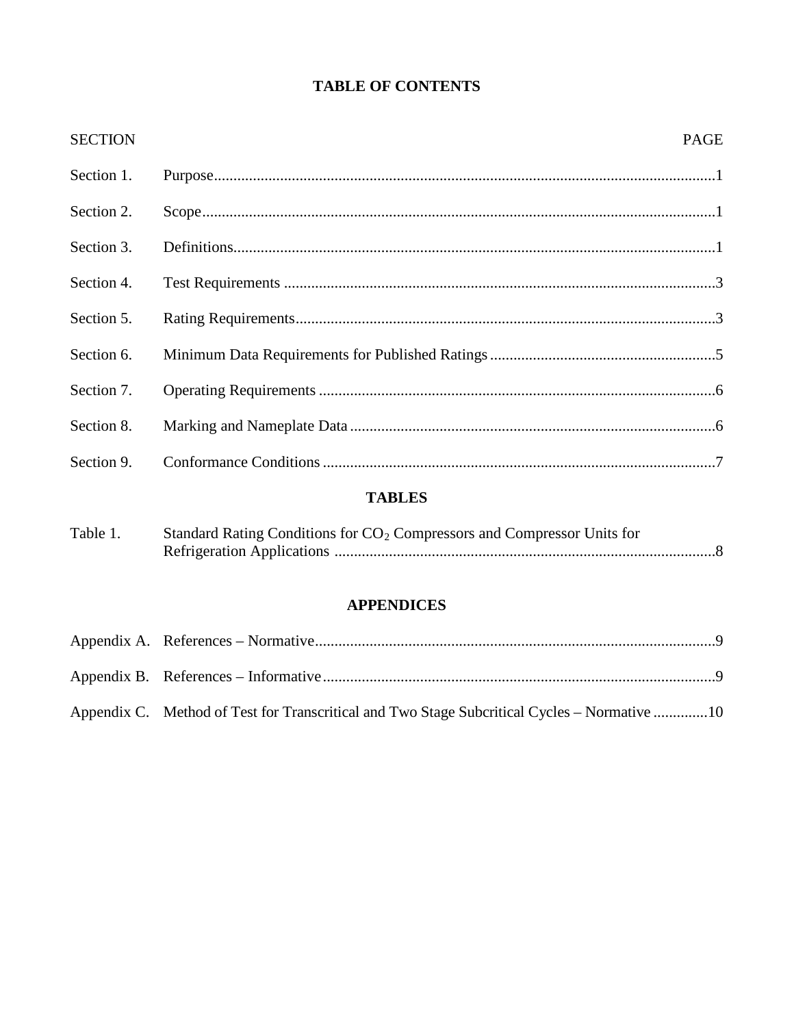# TABLE OF CONTENTS

| SECTION | | PAGE |
|---|---|---|
| Section 1. | Purpose | 1 |
| Section 2. | Scope | 1 |
| Section 3. | Definitions | 1 |
| Section 4. | Test Requirements | 3 |
| Section 5. | Rating Requirements | 3 |
| Section 6. | Minimum Data Requirements for Published Ratings | 5 |
| Section 7. | Operating Requirements | 6 |
| Section 8. | Marking and Nameplate Data | 6 |
| Section 9. | Conformance Conditions | 7 |

## TABLES

| | | |
|---|---|---|
| Table 1. | Standard Rating Conditions for $CO_2$ Compressors and Compressor Units for Refrigeration Applications | 8 |

## APPENDICES

| | | |
|---|---|---|
| Appendix A. | References – Normative | 9 |
| Appendix B. | References – Informative | 9 |
| Appendix C. | Method of Test for Transcritical and Two Stage Subcritical Cycles – Normative | 10 |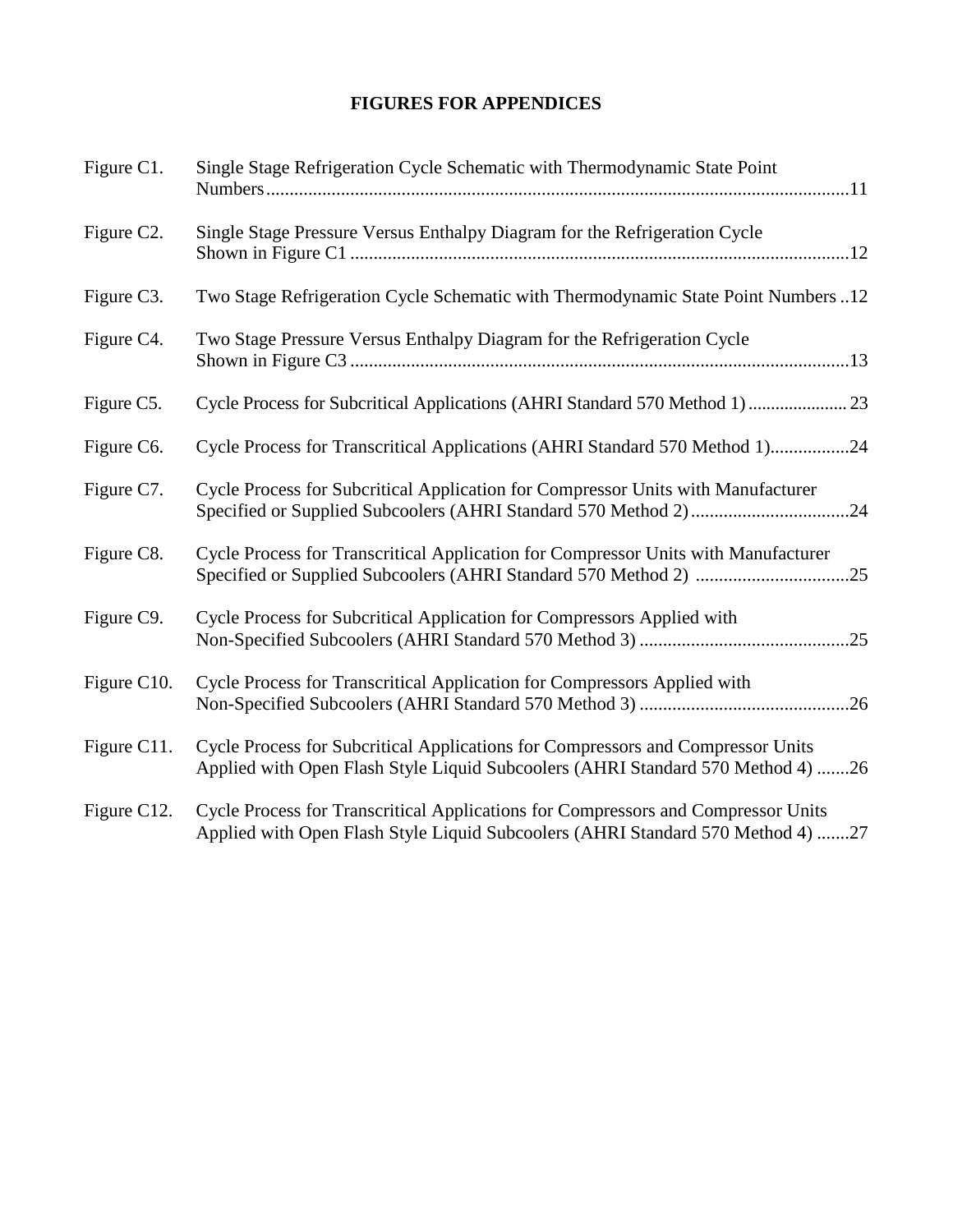**FIGURES FOR APPENDICES**

| | | |
|---|---|---|
| Figure C1. | Single Stage Refrigeration Cycle Schematic with Thermodynamic State Point Numbers | 11 |
| Figure C2. | Single Stage Pressure Versus Enthalpy Diagram for the Refrigeration Cycle Shown in Figure C1 | 12 |
| Figure C3. | Two Stage Refrigeration Cycle Schematic with Thermodynamic State Point Numbers | 12 |
| Figure C4. | Two Stage Pressure Versus Enthalpy Diagram for the Refrigeration Cycle Shown in Figure C3 | 13 |
| Figure C5. | Cycle Process for Subcritical Applications (AHRI Standard 570 Method 1) | 23 |
| Figure C6. | Cycle Process for Transcritical Applications (AHRI Standard 570 Method 1) | 24 |
| Figure C7. | Cycle Process for Subcritical Application for Compressor Units with Manufacturer Specified or Supplied Subcoolers (AHRI Standard 570 Method 2) | 24 |
| Figure C8. | Cycle Process for Transcritical Application for Compressor Units with Manufacturer Specified or Supplied Subcoolers (AHRI Standard 570 Method 2) | 25 |
| Figure C9. | Cycle Process for Subcritical Application for Compressors Applied with Non-Specified Subcoolers (AHRI Standard 570 Method 3) | 25 |
| Figure C10. | Cycle Process for Transcritical Application for Compressors Applied with Non-Specified Subcoolers (AHRI Standard 570 Method 3) | 26 |
| Figure C11. | Cycle Process for Subcritical Applications for Compressors and Compressor Units Applied with Open Flash Style Liquid Subcoolers (AHRI Standard 570 Method 4) | 26 |
| Figure C12. | Cycle Process for Transcritical Applications for Compressors and Compressor Units Applied with Open Flash Style Liquid Subcoolers (AHRI Standard 570 Method 4) | 27 |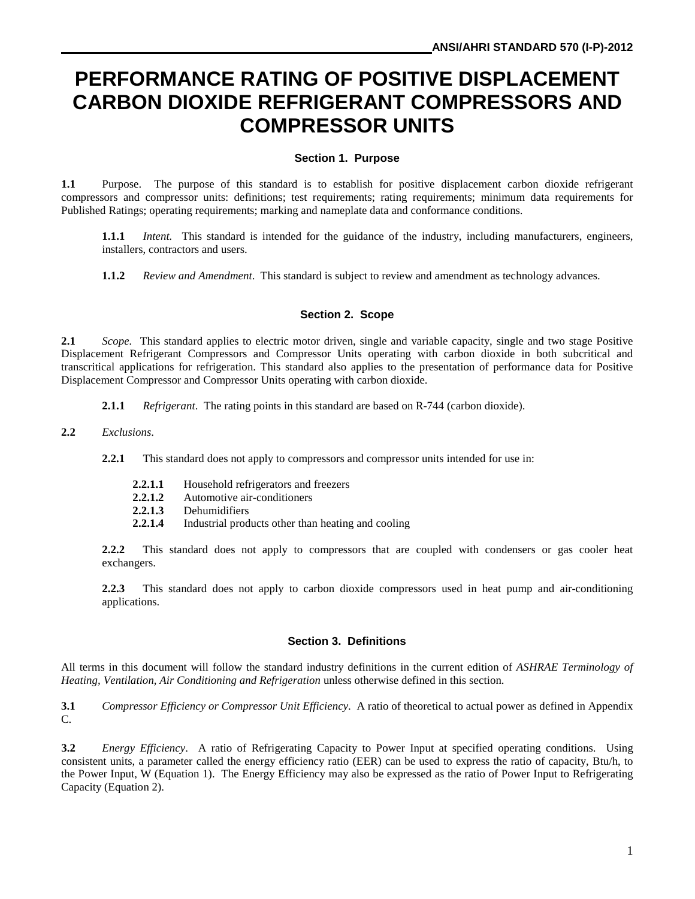# PERFORMANCE RATING OF POSITIVE DISPLACEMENT CARBON DIOXIDE REFRIGERANT COMPRESSORS AND COMPRESSOR UNITS

## Section 1. Purpose

**1.1** Purpose. The purpose of this standard is to establish for positive displacement carbon dioxide refrigerant compressors and compressor units: definitions; test requirements; rating requirements; minimum data requirements for Published Ratings; operating requirements; marking and nameplate data and conformance conditions.

**1.1.1** *Intent.* This standard is intended for the guidance of the industry, including manufacturers, engineers, installers, contractors and users.

**1.1.2** *Review and Amendment*. This standard is subject to review and amendment as technology advances.

## Section 2. Scope

**2.1** *Scope.* This standard applies to electric motor driven, single and variable capacity, single and two stage Positive Displacement Refrigerant Compressors and Compressor Units operating with carbon dioxide in both subcritical and transcritical applications for refrigeration. This standard also applies to the presentation of performance data for Positive Displacement Compressor and Compressor Units operating with carbon dioxide.

**2.1.1** *Refrigerant*. The rating points in this standard are based on R-744 (carbon dioxide).

**2.2** *Exclusions*.

**2.2.1** This standard does not apply to compressors and compressor units intended for use in:

**2.2.1.1** Household refrigerators and freezers
**2.2.1.2** Automotive air-conditioners
**2.2.1.3** Dehumidifiers
**2.2.1.4** Industrial products other than heating and cooling

**2.2.2** This standard does not apply to compressors that are coupled with condensers or gas cooler heat exchangers.

**2.2.3** This standard does not apply to carbon dioxide compressors used in heat pump and air-conditioning applications.

## Section 3. Definitions

All terms in this document will follow the standard industry definitions in the current edition of *ASHRAE Terminology of Heating, Ventilation, Air Conditioning and Refrigeration* unless otherwise defined in this section.

**3.1** *Compressor Efficiency or Compressor Unit Efficiency*. A ratio of theoretical to actual power as defined in Appendix C.

**3.2** *Energy Efficiency*. A ratio of Refrigerating Capacity to Power Input at specified operating conditions. Using consistent units, a parameter called the energy efficiency ratio (EER) can be used to express the ratio of capacity, Btu/h, to the Power Input, W (Equation 1). The Energy Efficiency may also be expressed as the ratio of Power Input to Refrigerating Capacity (Equation 2).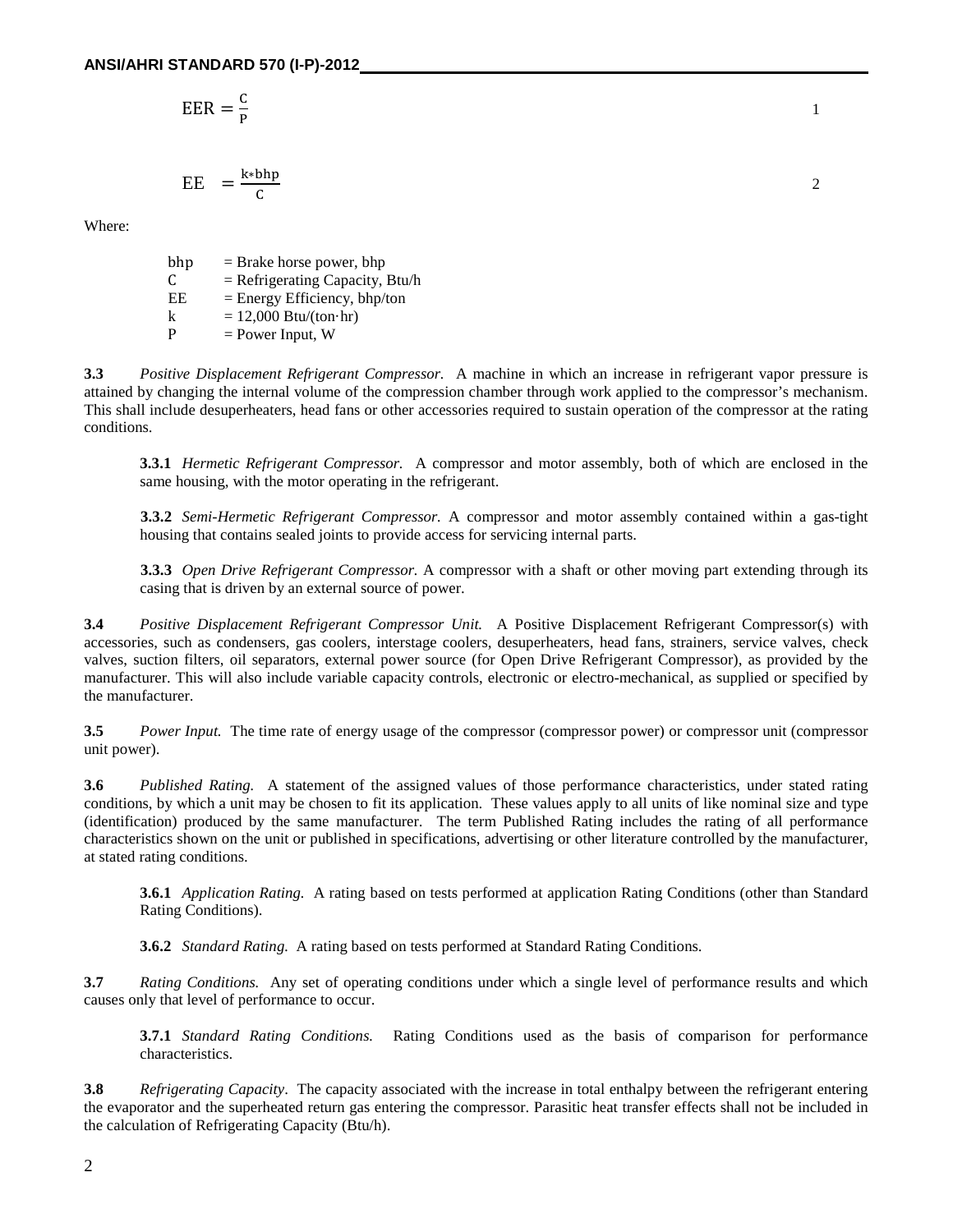$$\text{EER} = \frac{C}{P} \tag{1}$$

$$\text{EE} = \frac{k * bhp}{C} \tag{2}$$

Where:

- bhp = Brake horse power, bhp
- C = Refrigerating Capacity, Btu/h
- EE = Energy Efficiency, bhp/ton
- k = 12,000 Btu/(ton·hr)
- P = Power Input, W

**3.3** *Positive Displacement Refrigerant Compressor.* A machine in which an increase in refrigerant vapor pressure is attained by changing the internal volume of the compression chamber through work applied to the compressor's mechanism. This shall include desuperheaters, head fans or other accessories required to sustain operation of the compressor at the rating conditions.

**3.3.1** *Hermetic Refrigerant Compressor.* A compressor and motor assembly, both of which are enclosed in the same housing, with the motor operating in the refrigerant.

**3.3.2** *Semi-Hermetic Refrigerant Compressor.* A compressor and motor assembly contained within a gas-tight housing that contains sealed joints to provide access for servicing internal parts.

**3.3.3** *Open Drive Refrigerant Compressor.* A compressor with a shaft or other moving part extending through its casing that is driven by an external source of power.

**3.4** *Positive Displacement Refrigerant Compressor Unit.* A Positive Displacement Refrigerant Compressor(s) with accessories, such as condensers, gas coolers, interstage coolers, desuperheaters, head fans, strainers, service valves, check valves, suction filters, oil separators, external power source (for Open Drive Refrigerant Compressor), as provided by the manufacturer. This will also include variable capacity controls, electronic or electro-mechanical, as supplied or specified by the manufacturer.

**3.5** *Power Input.* The time rate of energy usage of the compressor (compressor power) or compressor unit (compressor unit power).

**3.6** *Published Rating.* A statement of the assigned values of those performance characteristics, under stated rating conditions, by which a unit may be chosen to fit its application. These values apply to all units of like nominal size and type (identification) produced by the same manufacturer. The term Published Rating includes the rating of all performance characteristics shown on the unit or published in specifications, advertising or other literature controlled by the manufacturer, at stated rating conditions.

**3.6.1** *Application Rating.* A rating based on tests performed at application Rating Conditions (other than Standard Rating Conditions).

**3.6.2** *Standard Rating.* A rating based on tests performed at Standard Rating Conditions.

**3.7** *Rating Conditions.* Any set of operating conditions under which a single level of performance results and which causes only that level of performance to occur.

**3.7.1** *Standard Rating Conditions.* Rating Conditions used as the basis of comparison for performance characteristics.

**3.8** *Refrigerating Capacity*. The capacity associated with the increase in total enthalpy between the refrigerant entering the evaporator and the superheated return gas entering the compressor. Parasitic heat transfer effects shall not be included in the calculation of Refrigerating Capacity (Btu/h).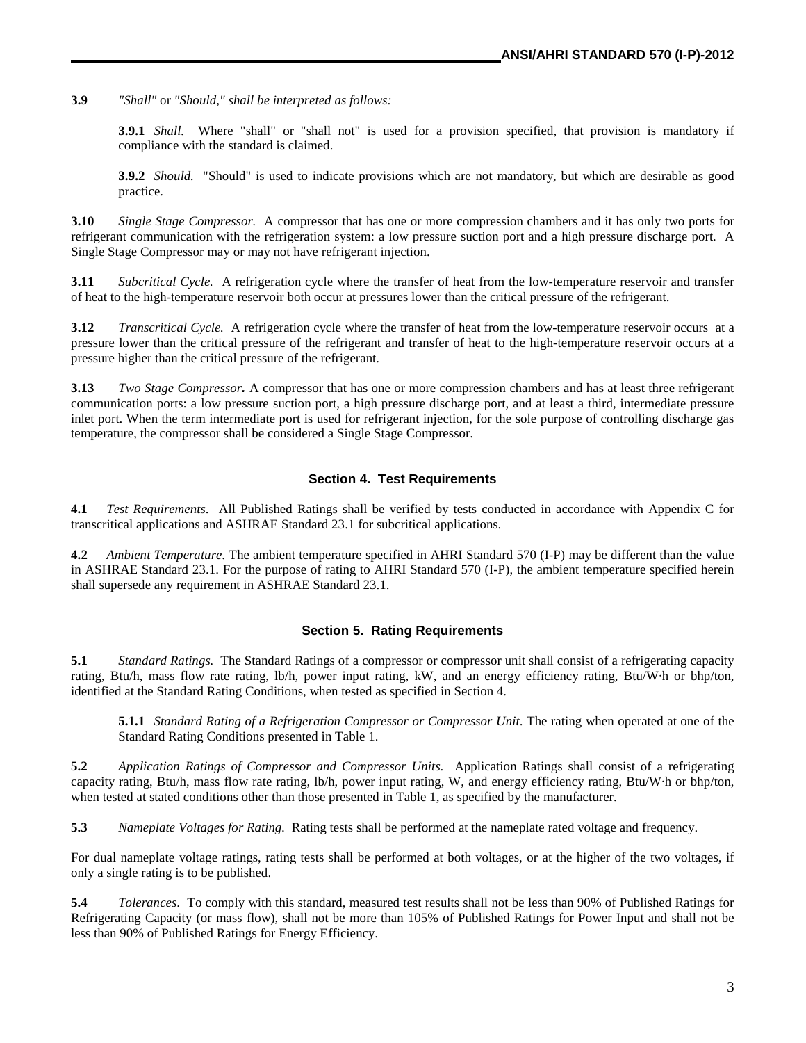**3.9** *"Shall"* or *"Should," shall be interpreted as follows:*

**3.9.1** *Shall.* Where "shall" or "shall not" is used for a provision specified, that provision is mandatory if compliance with the standard is claimed.

**3.9.2** *Should.* "Should" is used to indicate provisions which are not mandatory, but which are desirable as good practice.

**3.10** *Single Stage Compressor.* A compressor that has one or more compression chambers and it has only two ports for refrigerant communication with the refrigeration system: a low pressure suction port and a high pressure discharge port. A Single Stage Compressor may or may not have refrigerant injection.

**3.11** *Subcritical Cycle.* A refrigeration cycle where the transfer of heat from the low-temperature reservoir and transfer of heat to the high-temperature reservoir both occur at pressures lower than the critical pressure of the refrigerant.

**3.12** *Transcritical Cycle.* A refrigeration cycle where the transfer of heat from the low-temperature reservoir occurs at a pressure lower than the critical pressure of the refrigerant and transfer of heat to the high-temperature reservoir occurs at a pressure higher than the critical pressure of the refrigerant.

**3.13** *Two Stage Compressor.* A compressor that has one or more compression chambers and has at least three refrigerant communication ports: a low pressure suction port, a high pressure discharge port, and at least a third, intermediate pressure inlet port. When the term intermediate port is used for refrigerant injection, for the sole purpose of controlling discharge gas temperature, the compressor shall be considered a Single Stage Compressor.

## Section 4. Test Requirements

**4.1** *Test Requirements*. All Published Ratings shall be verified by tests conducted in accordance with Appendix C for transcritical applications and ASHRAE Standard 23.1 for subcritical applications.

**4.2** *Ambient Temperature*. The ambient temperature specified in AHRI Standard 570 (I-P) may be different than the value in ASHRAE Standard 23.1. For the purpose of rating to AHRI Standard 570 (I-P), the ambient temperature specified herein shall supersede any requirement in ASHRAE Standard 23.1.

## Section 5. Rating Requirements

**5.1** *Standard Ratings.* The Standard Ratings of a compressor or compressor unit shall consist of a refrigerating capacity rating, Btu/h, mass flow rate rating, lb/h, power input rating, kW, and an energy efficiency rating, Btu/W·h or bhp/ton, identified at the Standard Rating Conditions, when tested as specified in Section 4.

**5.1.1** *Standard Rating of a Refrigeration Compressor or Compressor Unit*. The rating when operated at one of the Standard Rating Conditions presented in Table 1.

**5.2** *Application Ratings of Compressor and Compressor Units.* Application Ratings shall consist of a refrigerating capacity rating, Btu/h, mass flow rate rating, lb/h, power input rating, W, and energy efficiency rating, Btu/W·h or bhp/ton, when tested at stated conditions other than those presented in Table 1, as specified by the manufacturer.

**5.3** *Nameplate Voltages for Rating.* Rating tests shall be performed at the nameplate rated voltage and frequency.

For dual nameplate voltage ratings, rating tests shall be performed at both voltages, or at the higher of the two voltages, if only a single rating is to be published.

**5.4** *Tolerances*. To comply with this standard, measured test results shall not be less than 90% of Published Ratings for Refrigerating Capacity (or mass flow), shall not be more than 105% of Published Ratings for Power Input and shall not be less than 90% of Published Ratings for Energy Efficiency.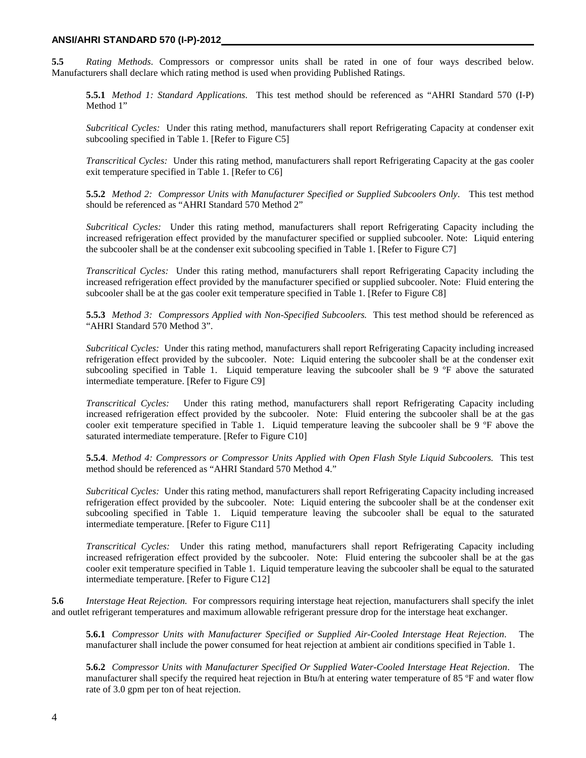**5.5** *Rating Methods*. Compressors or compressor units shall be rated in one of four ways described below. Manufacturers shall declare which rating method is used when providing Published Ratings.

**5.5.1** *Method 1: Standard Applications*. This test method should be referenced as "AHRI Standard 570 (I-P) Method 1"

*Subcritical Cycles:* Under this rating method, manufacturers shall report Refrigerating Capacity at condenser exit subcooling specified in Table 1. [Refer to Figure C5]

*Transcritical Cycles:* Under this rating method, manufacturers shall report Refrigerating Capacity at the gas cooler exit temperature specified in Table 1. [Refer to C6]

**5.5.2** *Method 2: Compressor Units with Manufacturer Specified or Supplied Subcoolers Only*. This test method should be referenced as "AHRI Standard 570 Method 2"

*Subcritical Cycles:* Under this rating method, manufacturers shall report Refrigerating Capacity including the increased refrigeration effect provided by the manufacturer specified or supplied subcooler. Note: Liquid entering the subcooler shall be at the condenser exit subcooling specified in Table 1. [Refer to Figure C7]

*Transcritical Cycles:* Under this rating method, manufacturers shall report Refrigerating Capacity including the increased refrigeration effect provided by the manufacturer specified or supplied subcooler. Note: Fluid entering the subcooler shall be at the gas cooler exit temperature specified in Table 1. [Refer to Figure C8]

**5.5.3** *Method 3: Compressors Applied with Non-Specified Subcoolers.* This test method should be referenced as "AHRI Standard 570 Method 3".

*Subcritical Cycles:* Under this rating method, manufacturers shall report Refrigerating Capacity including increased refrigeration effect provided by the subcooler. Note: Liquid entering the subcooler shall be at the condenser exit subcooling specified in Table 1. Liquid temperature leaving the subcooler shall be 9 ºF above the saturated intermediate temperature. [Refer to Figure C9]

*Transcritical Cycles:* Under this rating method, manufacturers shall report Refrigerating Capacity including increased refrigeration effect provided by the subcooler. Note: Fluid entering the subcooler shall be at the gas cooler exit temperature specified in Table 1. Liquid temperature leaving the subcooler shall be 9 ºF above the saturated intermediate temperature. [Refer to Figure C10]

**5.5.4**. *Method 4: Compressors or Compressor Units Applied with Open Flash Style Liquid Subcoolers.* This test method should be referenced as "AHRI Standard 570 Method 4."

*Subcritical Cycles:* Under this rating method, manufacturers shall report Refrigerating Capacity including increased refrigeration effect provided by the subcooler. Note: Liquid entering the subcooler shall be at the condenser exit subcooling specified in Table 1. Liquid temperature leaving the subcooler shall be equal to the saturated intermediate temperature. [Refer to Figure C11]

*Transcritical Cycles:* Under this rating method, manufacturers shall report Refrigerating Capacity including increased refrigeration effect provided by the subcooler. Note: Fluid entering the subcooler shall be at the gas cooler exit temperature specified in Table 1. Liquid temperature leaving the subcooler shall be equal to the saturated intermediate temperature. [Refer to Figure C12]

**5.6** *Interstage Heat Rejection.* For compressors requiring interstage heat rejection, manufacturers shall specify the inlet and outlet refrigerant temperatures and maximum allowable refrigerant pressure drop for the interstage heat exchanger.

**5.6.1** *Compressor Units with Manufacturer Specified or Supplied Air-Cooled Interstage Heat Rejection*. The manufacturer shall include the power consumed for heat rejection at ambient air conditions specified in Table 1.

**5.6.2** *Compressor Units with Manufacturer Specified Or Supplied Water-Cooled Interstage Heat Rejection*. The manufacturer shall specify the required heat rejection in Btu/h at entering water temperature of 85 ºF and water flow rate of 3.0 gpm per ton of heat rejection.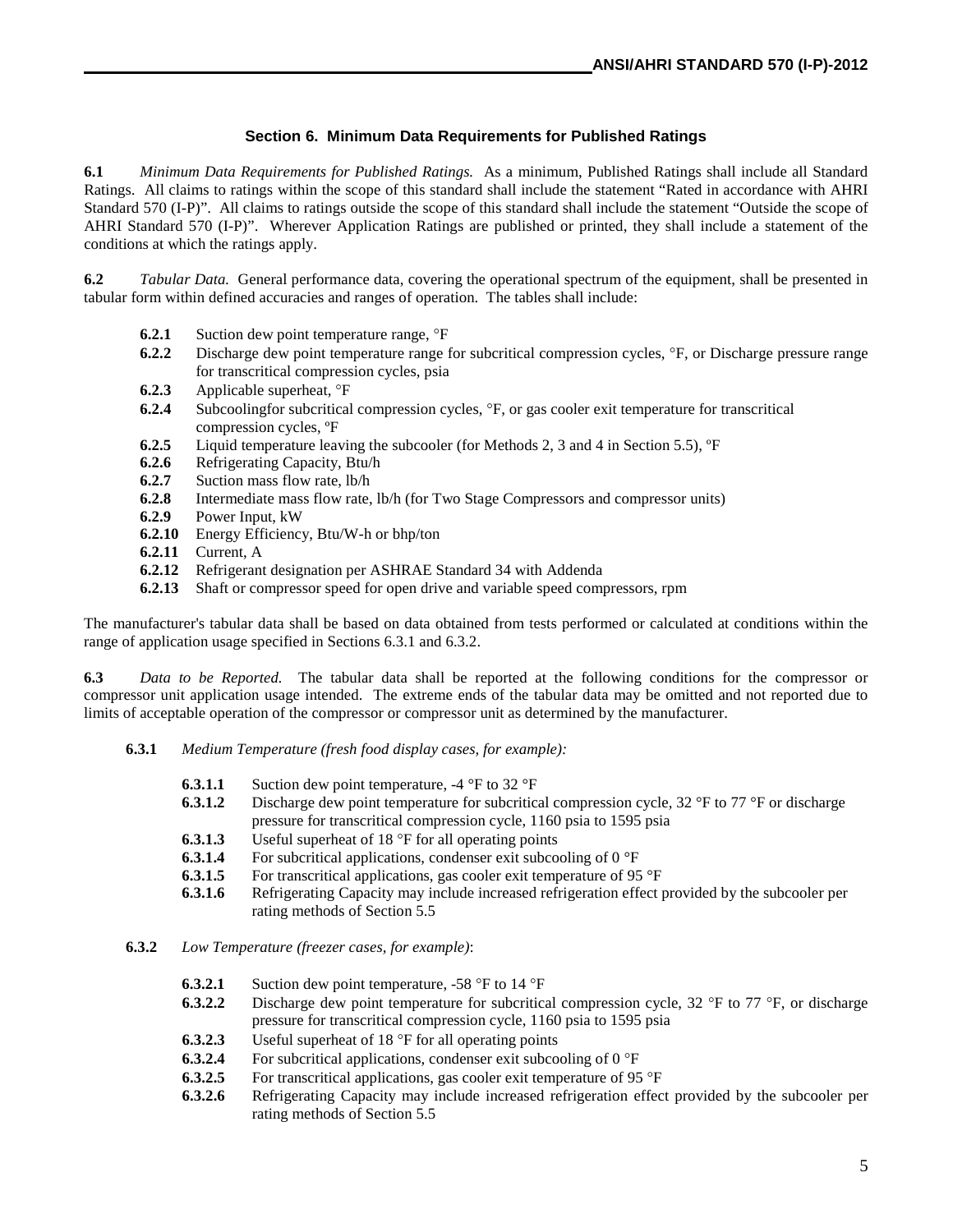## Section 6. Minimum Data Requirements for Published Ratings

**6.1** *Minimum Data Requirements for Published Ratings.* As a minimum, Published Ratings shall include all Standard Ratings. All claims to ratings within the scope of this standard shall include the statement "Rated in accordance with AHRI Standard 570 (I-P)". All claims to ratings outside the scope of this standard shall include the statement "Outside the scope of AHRI Standard 570 (I-P)". Wherever Application Ratings are published or printed, they shall include a statement of the conditions at which the ratings apply.

**6.2** *Tabular Data.* General performance data, covering the operational spectrum of the equipment, shall be presented in tabular form within defined accuracies and ranges of operation. The tables shall include:

- **6.2.1** Suction dew point temperature range, °F
- **6.2.2** Discharge dew point temperature range for subcritical compression cycles, °F, or Discharge pressure range for transcritical compression cycles, psia
- **6.2.3** Applicable superheat, °F
- **6.2.4** Subcoolingfor subcritical compression cycles, °F, or gas cooler exit temperature for transcritical compression cycles, ºF
- **6.2.5** Liquid temperature leaving the subcooler (for Methods 2, 3 and 4 in Section 5.5), ºF
- **6.2.6** Refrigerating Capacity, Btu/h
- **6.2.7** Suction mass flow rate, lb/h
- **6.2.8** Intermediate mass flow rate, lb/h (for Two Stage Compressors and compressor units)
- **6.2.9** Power Input, kW
- **6.2.10** Energy Efficiency, Btu/W-h or bhp/ton
- **6.2.11** Current, A
- **6.2.12** Refrigerant designation per ASHRAE Standard 34 with Addenda
- **6.2.13** Shaft or compressor speed for open drive and variable speed compressors, rpm

The manufacturer's tabular data shall be based on data obtained from tests performed or calculated at conditions within the range of application usage specified in Sections 6.3.1 and 6.3.2.

**6.3** *Data to be Reported.* The tabular data shall be reported at the following conditions for the compressor or compressor unit application usage intended. The extreme ends of the tabular data may be omitted and not reported due to limits of acceptable operation of the compressor or compressor unit as determined by the manufacturer.

**6.3.1** *Medium Temperature (fresh food display cases, for example):*

- **6.3.1.1** Suction dew point temperature, -4 °F to 32 °F
- **6.3.1.2** Discharge dew point temperature for subcritical compression cycle, 32 °F to 77 °F or discharge pressure for transcritical compression cycle, 1160 psia to 1595 psia
- **6.3.1.3** Useful superheat of 18 °F for all operating points
- **6.3.1.4** For subcritical applications, condenser exit subcooling of 0 °F
- **6.3.1.5** For transcritical applications, gas cooler exit temperature of 95 °F
- **6.3.1.6** Refrigerating Capacity may include increased refrigeration effect provided by the subcooler per rating methods of Section 5.5

**6.3.2** *Low Temperature (freezer cases, for example)*:

- **6.3.2.1** Suction dew point temperature, -58 °F to 14 °F
- **6.3.2.2** Discharge dew point temperature for subcritical compression cycle, 32 °F to 77 °F, or discharge pressure for transcritical compression cycle, 1160 psia to 1595 psia
- **6.3.2.3** Useful superheat of 18 °F for all operating points
- **6.3.2.4** For subcritical applications, condenser exit subcooling of 0 °F
- **6.3.2.5** For transcritical applications, gas cooler exit temperature of 95 °F
- **6.3.2.6** Refrigerating Capacity may include increased refrigeration effect provided by the subcooler per rating methods of Section 5.5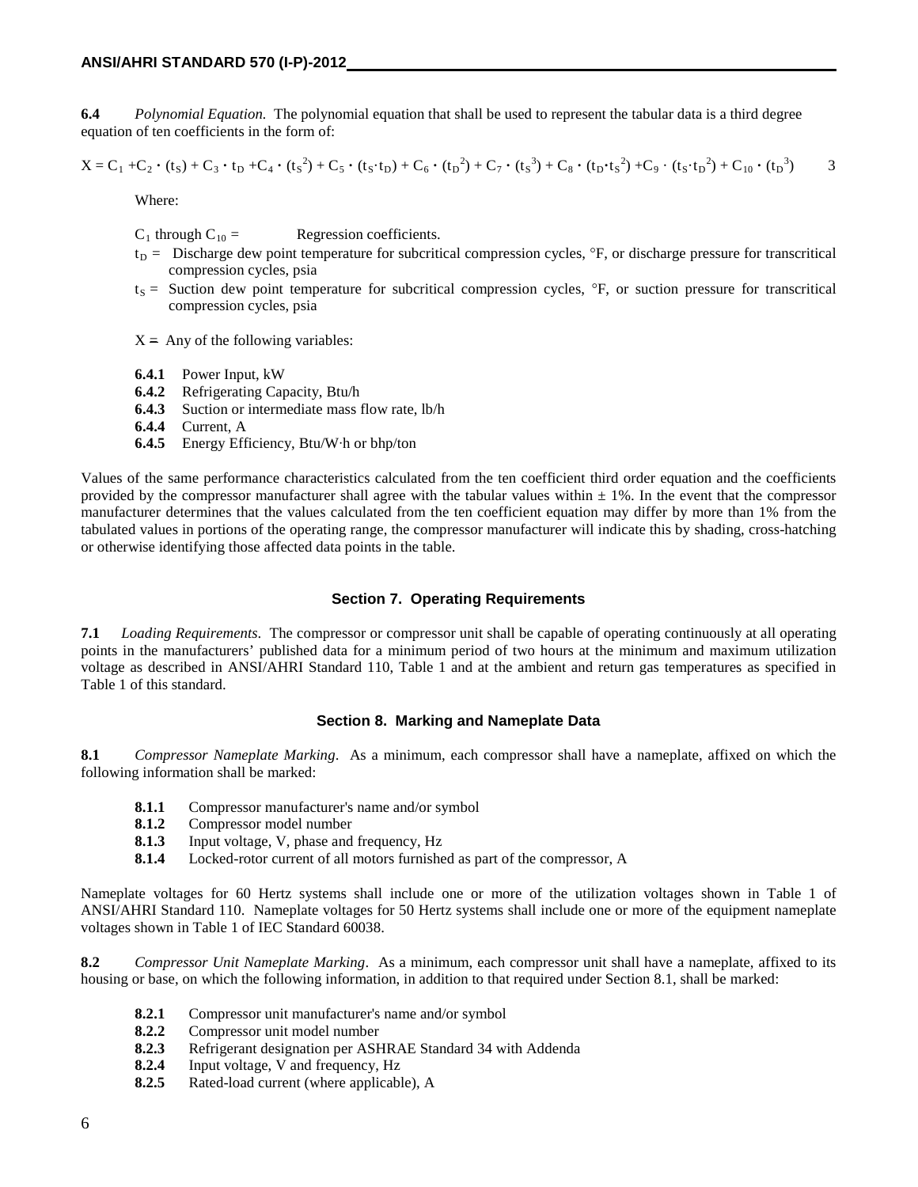**6.4** *Polynomial Equation.* The polynomial equation that shall be used to represent the tabular data is a third degree equation of ten coefficients in the form of:

$$X = C_1 + C_2 \cdot (t_S) + C_3 \cdot t_D + C_4 \cdot (t_S^2) + C_5 \cdot (t_S \cdot t_D) + C_6 \cdot (t_D^2) + C_7 \cdot (t_S^3) + C_8 \cdot (t_D \cdot t_S^2) + C_9 \cdot (t_S \cdot t_D^2) + C_{10} \cdot (t_D^3) \qquad 3$$

Where:

$C_1$ through $C_{10}$ = Regression coefficients.

$t_D$ = Discharge dew point temperature for subcritical compression cycles, °F, or discharge pressure for transcritical compression cycles, psia

$t_S$ = Suction dew point temperature for subcritical compression cycles, °F, or suction pressure for transcritical compression cycles, psia

$X$ = Any of the following variables:

**6.4.1** Power Input, kW
**6.4.2** Refrigerating Capacity, Btu/h
**6.4.3** Suction or intermediate mass flow rate, lb/h
**6.4.4** Current, A
**6.4.5** Energy Efficiency, Btu/W·h or bhp/ton

Values of the same performance characteristics calculated from the ten coefficient third order equation and the coefficients provided by the compressor manufacturer shall agree with the tabular values within ± 1%. In the event that the compressor manufacturer determines that the values calculated from the ten coefficient equation may differ by more than 1% from the tabulated values in portions of the operating range, the compressor manufacturer will indicate this by shading, cross-hatching or otherwise identifying those affected data points in the table.

## Section 7. Operating Requirements

**7.1** *Loading Requirements*. The compressor or compressor unit shall be capable of operating continuously at all operating points in the manufacturers' published data for a minimum period of two hours at the minimum and maximum utilization voltage as described in ANSI/AHRI Standard 110, Table 1 and at the ambient and return gas temperatures as specified in Table 1 of this standard.

## Section 8. Marking and Nameplate Data

**8.1** *Compressor Nameplate Marking*. As a minimum, each compressor shall have a nameplate, affixed on which the following information shall be marked:

**8.1.1** Compressor manufacturer's name and/or symbol
**8.1.2** Compressor model number
**8.1.3** Input voltage, V, phase and frequency, Hz
**8.1.4** Locked-rotor current of all motors furnished as part of the compressor, A

Nameplate voltages for 60 Hertz systems shall include one or more of the utilization voltages shown in Table 1 of ANSI/AHRI Standard 110. Nameplate voltages for 50 Hertz systems shall include one or more of the equipment nameplate voltages shown in Table 1 of IEC Standard 60038.

**8.2** *Compressor Unit Nameplate Marking*. As a minimum, each compressor unit shall have a nameplate, affixed to its housing or base, on which the following information, in addition to that required under Section 8.1, shall be marked:

**8.2.1** Compressor unit manufacturer's name and/or symbol
**8.2.2** Compressor unit model number
**8.2.3** Refrigerant designation per ASHRAE Standard 34 with Addenda
**8.2.4** Input voltage, V and frequency, Hz
**8.2.5** Rated-load current (where applicable), A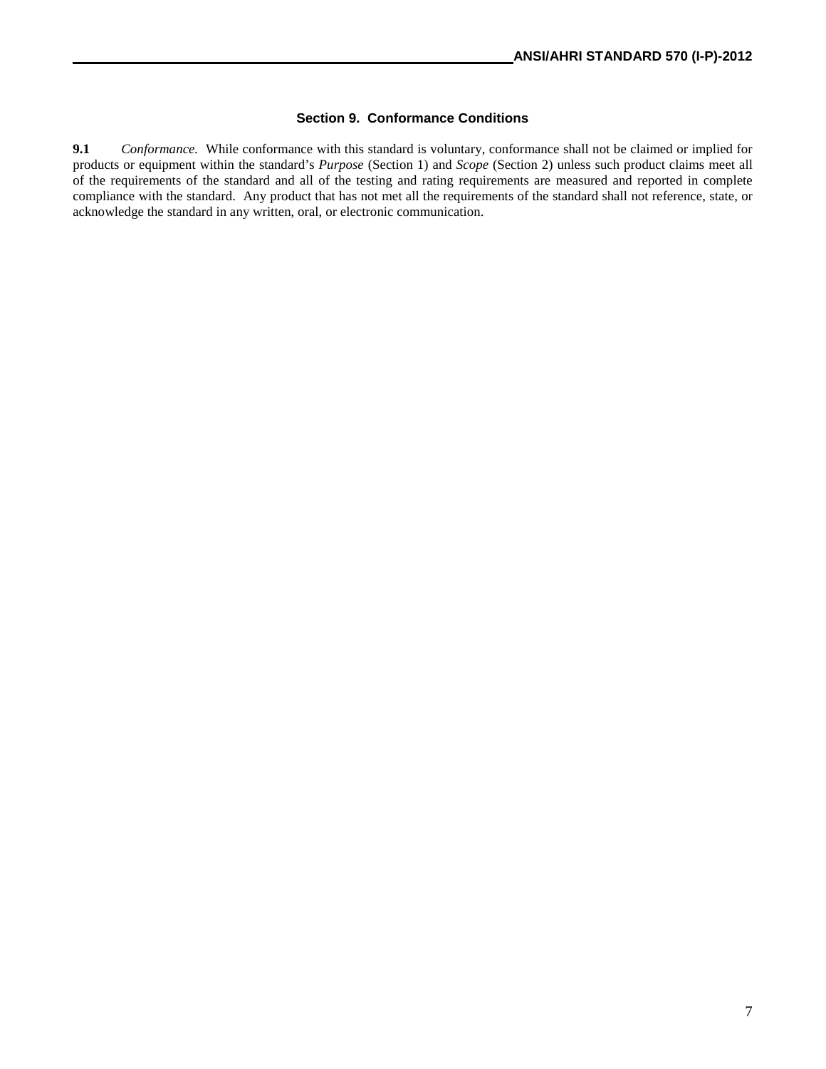## Section 9. Conformance Conditions

**9.1** *Conformance.* While conformance with this standard is voluntary, conformance shall not be claimed or implied for products or equipment within the standard's *Purpose* (Section 1) and *Scope* (Section 2) unless such product claims meet all of the requirements of the standard and all of the testing and rating requirements are measured and reported in complete compliance with the standard. Any product that has not met all the requirements of the standard shall not reference, state, or acknowledge the standard in any written, oral, or electronic communication.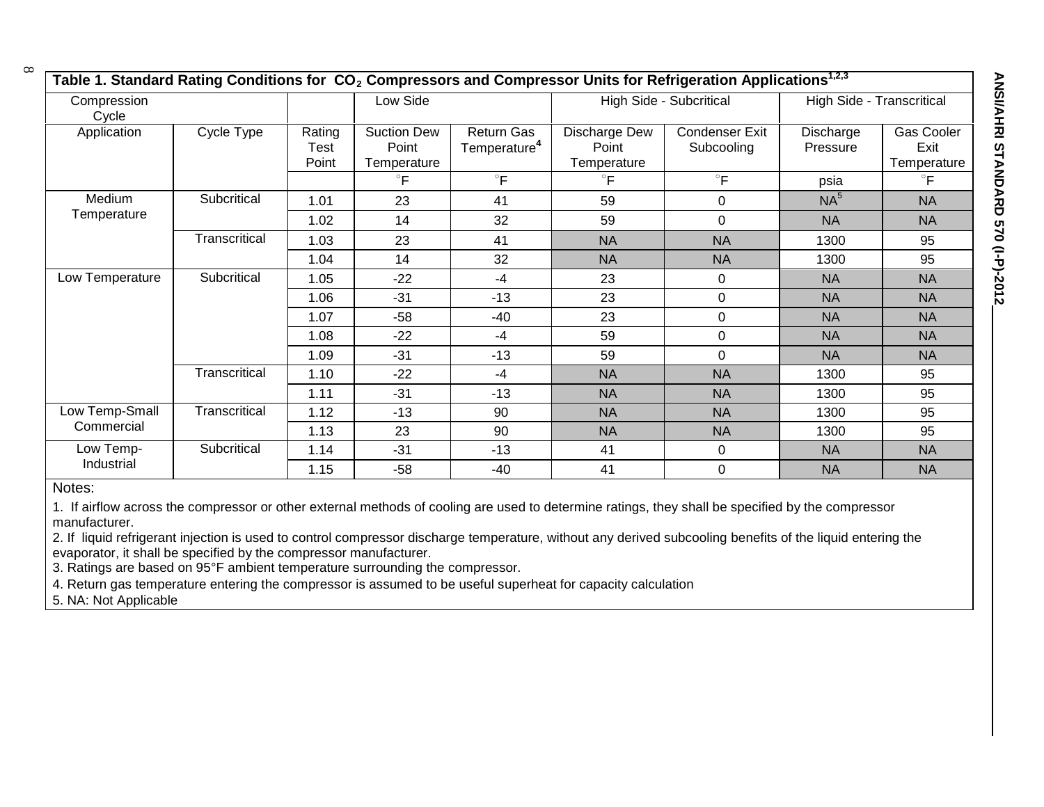**Table 1. Standard Rating Conditions for $CO_2$ Compressors and Compressor Units for Refrigeration Applications[1,2,3]**

| Compression Cycle | | | Low Side | | High Side - Subcritical | | High Side - Transcritical | |
|---|---|---|---|---|---|---|---|---|
| Application | Cycle Type | Rating Test Point | Suction Dew Point Temperature | Return Gas Temperature[4] | Discharge Dew Point Temperature | Condenser Exit Subcooling | Discharge Pressure | Gas Cooler Exit Temperature |
| | | | °F | °F | °F | °F | psia | °F |
| Medium Temperature | Subcritical | 1.01 | 23 | 41 | 59 | 0 | NA[5] | NA |
| | | 1.02 | 14 | 32 | 59 | 0 | NA | NA |
| | Transcritical | 1.03 | 23 | 41 | NA | NA | 1300 | 95 |
| | | 1.04 | 14 | 32 | NA | NA | 1300 | 95 |
| Low Temperature | Subcritical | 1.05 | -22 | -4 | 23 | 0 | NA | NA |
| | | 1.06 | -31 | -13 | 23 | 0 | NA | NA |
| | | 1.07 | -58 | -40 | 23 | 0 | NA | NA |
| | | 1.08 | -22 | -4 | 59 | 0 | NA | NA |
| | | 1.09 | -31 | -13 | 59 | 0 | NA | NA |
| | Transcritical | 1.10 | -22 | -4 | NA | NA | 1300 | 95 |
| | | 1.11 | -31 | -13 | NA | NA | 1300 | 95 |
| Low Temp-Small Commercial | Transcritical | 1.12 | -13 | 90 | NA | NA | 1300 | 95 |
| | | 1.13 | 23 | 90 | NA | NA | 1300 | 95 |
| Low Temp-Industrial | Subcritical | 1.14 | -31 | -13 | 41 | 0 | NA | NA |
| | | 1.15 | -58 | -40 | 41 | 0 | NA | NA |

Notes:

1. If airflow across the compressor or other external methods of cooling are used to determine ratings, they shall be specified by the compressor manufacturer.
2. If liquid refrigerant injection is used to control compressor discharge temperature, without any derived subcooling benefits of the liquid entering the evaporator, it shall be specified by the compressor manufacturer.
3. Ratings are based on 95°F ambient temperature surrounding the compressor.
4. Return gas temperature entering the compressor is assumed to be useful superheat for capacity calculation
5. NA: Not Applicable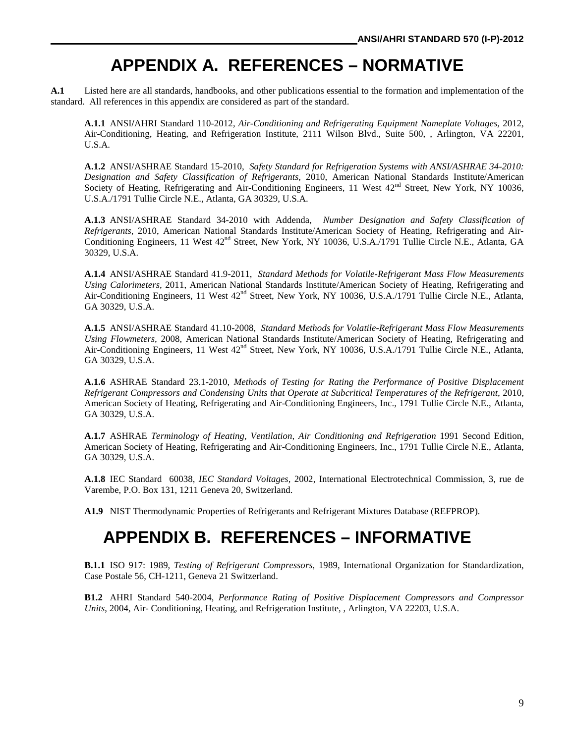# APPENDIX A. REFERENCES – NORMATIVE

**A.1** Listed here are all standards, handbooks, and other publications essential to the formation and implementation of the standard. All references in this appendix are considered as part of the standard.

**A.1.1** ANSI/AHRI Standard 110-2012, *Air-Conditioning and Refrigerating Equipment Nameplate Voltages*, 2012, Air-Conditioning, Heating, and Refrigeration Institute, 2111 Wilson Blvd., Suite 500, , Arlington, VA 22201, U.S.A.

**A.1.2** ANSI/ASHRAE Standard 15-2010, *Safety Standard for Refrigeration Systems with ANSI/ASHRAE 34-2010: Designation and Safety Classification of Refrigerants*, 2010, American National Standards Institute/American Society of Heating, Refrigerating and Air-Conditioning Engineers, 11 West 42nd Street, New York, NY 10036, U.S.A./1791 Tullie Circle N.E., Atlanta, GA 30329, U.S.A.

**A.1.3** ANSI/ASHRAE Standard 34-2010 with Addenda, *Number Designation and Safety Classification of Refrigerants*, 2010, American National Standards Institute/American Society of Heating, Refrigerating and Air-Conditioning Engineers, 11 West 42nd Street, New York, NY 10036, U.S.A./1791 Tullie Circle N.E., Atlanta, GA 30329, U.S.A.

**A.1.4** ANSI/ASHRAE Standard 41.9-2011, *Standard Methods for Volatile-Refrigerant Mass Flow Measurements Using Calorimeters*, 2011, American National Standards Institute/American Society of Heating, Refrigerating and Air-Conditioning Engineers, 11 West 42nd Street, New York, NY 10036, U.S.A./1791 Tullie Circle N.E., Atlanta, GA 30329, U.S.A.

**A.1.5** ANSI/ASHRAE Standard 41.10-2008, *Standard Methods for Volatile-Refrigerant Mass Flow Measurements Using Flowmeters*, 2008, American National Standards Institute/American Society of Heating, Refrigerating and Air-Conditioning Engineers, 11 West 42nd Street, New York, NY 10036, U.S.A./1791 Tullie Circle N.E., Atlanta, GA 30329, U.S.A.

**A.1.6** ASHRAE Standard 23.1-2010, *Methods of Testing for Rating the Performance of Positive Displacement Refrigerant Compressors and Condensing Units that Operate at Subcritical Temperatures of the Refrigerant*, 2010, American Society of Heating, Refrigerating and Air-Conditioning Engineers, Inc., 1791 Tullie Circle N.E., Atlanta, GA 30329, U.S.A.

**A.1.7** ASHRAE *Terminology of Heating, Ventilation, Air Conditioning and Refrigeration* 1991 Second Edition, American Society of Heating, Refrigerating and Air-Conditioning Engineers, Inc., 1791 Tullie Circle N.E., Atlanta, GA 30329, U.S.A.

**A.1.8** IEC Standard 60038, *IEC Standard Voltages*, 2002, International Electrotechnical Commission, 3, rue de Varembe, P.O. Box 131, 1211 Geneva 20, Switzerland.

**A1.9** NIST Thermodynamic Properties of Refrigerants and Refrigerant Mixtures Database (REFPROP).

# APPENDIX B. REFERENCES – INFORMATIVE

**B.1.1** ISO 917: 1989, *Testing of Refrigerant Compressors*, 1989, International Organization for Standardization, Case Postale 56, CH-1211, Geneva 21 Switzerland.

**B1.2** AHRI Standard 540-2004, *Performance Rating of Positive Displacement Compressors and Compressor Units*, 2004, Air- Conditioning, Heating, and Refrigeration Institute, , Arlington, VA 22203, U.S.A.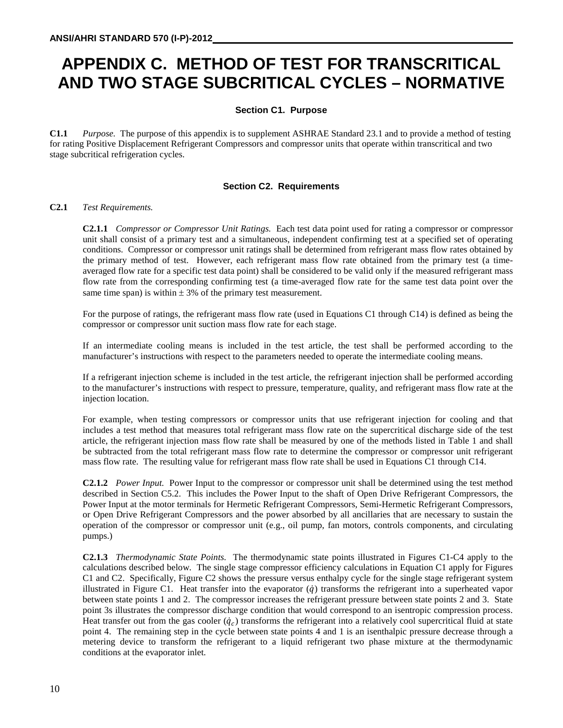# APPENDIX C. METHOD OF TEST FOR TRANSCRITICAL AND TWO STAGE SUBCRITICAL CYCLES – NORMATIVE

## Section C1. Purpose

**C1.1** *Purpose.* The purpose of this appendix is to supplement ASHRAE Standard 23.1 and to provide a method of testing for rating Positive Displacement Refrigerant Compressors and compressor units that operate within transcritical and two stage subcritical refrigeration cycles.

## Section C2. Requirements

**C2.1** *Test Requirements.*

**C2.1.1** *Compressor or Compressor Unit Ratings.* Each test data point used for rating a compressor or compressor unit shall consist of a primary test and a simultaneous, independent confirming test at a specified set of operating conditions. Compressor or compressor unit ratings shall be determined from refrigerant mass flow rates obtained by the primary method of test. However, each refrigerant mass flow rate obtained from the primary test (a time-averaged flow rate for a specific test data point) shall be considered to be valid only if the measured refrigerant mass flow rate from the corresponding confirming test (a time-averaged flow rate for the same test data point over the same time span) is within ± 3% of the primary test measurement.

For the purpose of ratings, the refrigerant mass flow rate (used in Equations C1 through C14) is defined as being the compressor or compressor unit suction mass flow rate for each stage.

If an intermediate cooling means is included in the test article, the test shall be performed according to the manufacturer's instructions with respect to the parameters needed to operate the intermediate cooling means.

If a refrigerant injection scheme is included in the test article, the refrigerant injection shall be performed according to the manufacturer's instructions with respect to pressure, temperature, quality, and refrigerant mass flow rate at the injection location.

For example, when testing compressors or compressor units that use refrigerant injection for cooling and that includes a test method that measures total refrigerant mass flow rate on the supercritical discharge side of the test article, the refrigerant injection mass flow rate shall be measured by one of the methods listed in Table 1 and shall be subtracted from the total refrigerant mass flow rate to determine the compressor or compressor unit refrigerant mass flow rate. The resulting value for refrigerant mass flow rate shall be used in Equations C1 through C14.

**C2.1.2** *Power Input.* Power Input to the compressor or compressor unit shall be determined using the test method described in Section C5.2. This includes the Power Input to the shaft of Open Drive Refrigerant Compressors, the Power Input at the motor terminals for Hermetic Refrigerant Compressors, Semi-Hermetic Refrigerant Compressors, or Open Drive Refrigerant Compressors and the power absorbed by all ancillaries that are necessary to sustain the operation of the compressor or compressor unit (e.g., oil pump, fan motors, controls components, and circulating pumps.)

**C2.1.3** *Thermodynamic State Points.* The thermodynamic state points illustrated in Figures C1-C4 apply to the calculations described below. The single stage compressor efficiency calculations in Equation C1 apply for Figures C1 and C2. Specifically, Figure C2 shows the pressure versus enthalpy cycle for the single stage refrigerant system illustrated in Figure C1. Heat transfer into the evaporator ($\dot{q}$) transforms the refrigerant into a superheated vapor between state points 1 and 2. The compressor increases the refrigerant pressure between state points 2 and 3. State point 3s illustrates the compressor discharge condition that would correspond to an isentropic compression process. Heat transfer out from the gas cooler ($\dot{q}_c$) transforms the refrigerant into a relatively cool supercritical fluid at state point 4. The remaining step in the cycle between state points 4 and 1 is an isenthalpic pressure decrease through a metering device to transform the refrigerant to a liquid refrigerant two phase mixture at the thermodynamic conditions at the evaporator inlet.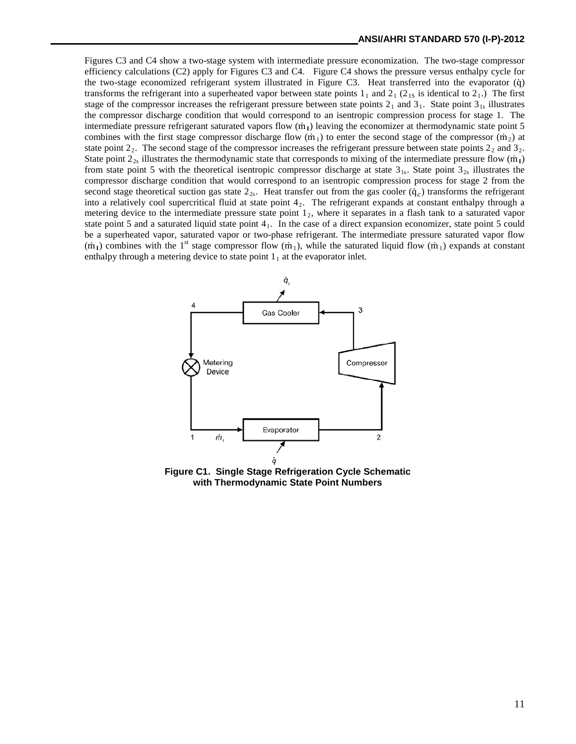Figures C3 and C4 show a two-stage system with intermediate pressure economization. The two-stage compressor efficiency calculations (C2) apply for Figures C3 and C4. Figure C4 shows the pressure versus enthalpy cycle for the two-stage economized refrigerant system illustrated in Figure C3. Heat transferred into the evaporator ($\dot{q}$) transforms the refrigerant into a superheated vapor between state points $1_1$ and $2_1$ ($2_{1S}$ is identical to $2_1$.) The first stage of the compressor increases the refrigerant pressure between state points $2_1$ and $3_1$. State point $3_{1s}$ illustrates the compressor discharge condition that would correspond to an isentropic compression process for stage 1. The intermediate pressure refrigerant saturated vapors flow ($\dot{m}_I$) leaving the economizer at thermodynamic state point 5 combines with the first stage compressor discharge flow ($\dot{m}_1$) to enter the second stage of the compressor ($\dot{m}_2$) at state point $2_2$. The second stage of the compressor increases the refrigerant pressure between state points $2_2$ and $3_2$. State point $2_{2s}$ illustrates the thermodynamic state that corresponds to mixing of the intermediate pressure flow ($\dot{m}_I$) from state point 5 with the theoretical isentropic compressor discharge at state $3_{1s}$. State point $3_{2s}$ illustrates the compressor discharge condition that would correspond to an isentropic compression process for stage 2 from the second stage theoretical suction gas state $2_{2s}$. Heat transfer out from the gas cooler ($\dot{q}_c$) transforms the refrigerant into a relatively cool supercritical fluid at state point $4_2$. The refrigerant expands at constant enthalpy through a metering device to the intermediate pressure state point $1_2$, where it separates in a flash tank to a saturated vapor state point 5 and a saturated liquid state point $4_1$. In the case of a direct expansion economizer, state point 5 could be a superheated vapor, saturated vapor or two-phase refrigerant. The intermediate pressure saturated vapor flow ($\dot{m}_I$) combines with the 1st stage compressor flow ($\dot{m}_1$), while the saturated liquid flow ($\dot{m}_1$) expands at constant enthalpy through a metering device to state point $1_1$ at the evaporator inlet.

**Figure C1. Single Stage Refrigeration Cycle Schematic with Thermodynamic State Point Numbers**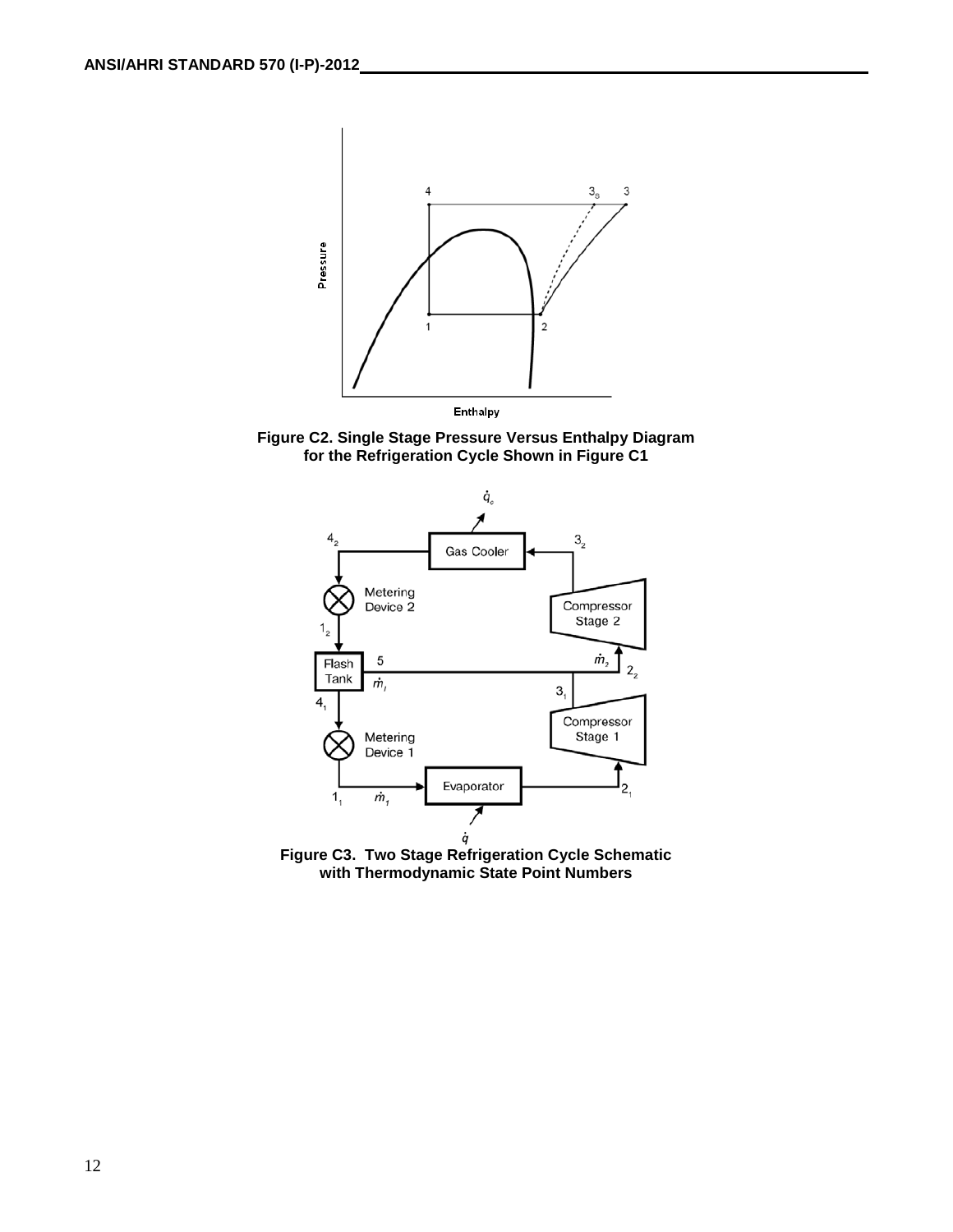**Figure C2. Single Stage Pressure Versus Enthalpy Diagram for the Refrigeration Cycle Shown in Figure C1**

**Figure C3. Two Stage Refrigeration Cycle Schematic with Thermodynamic State Point Numbers**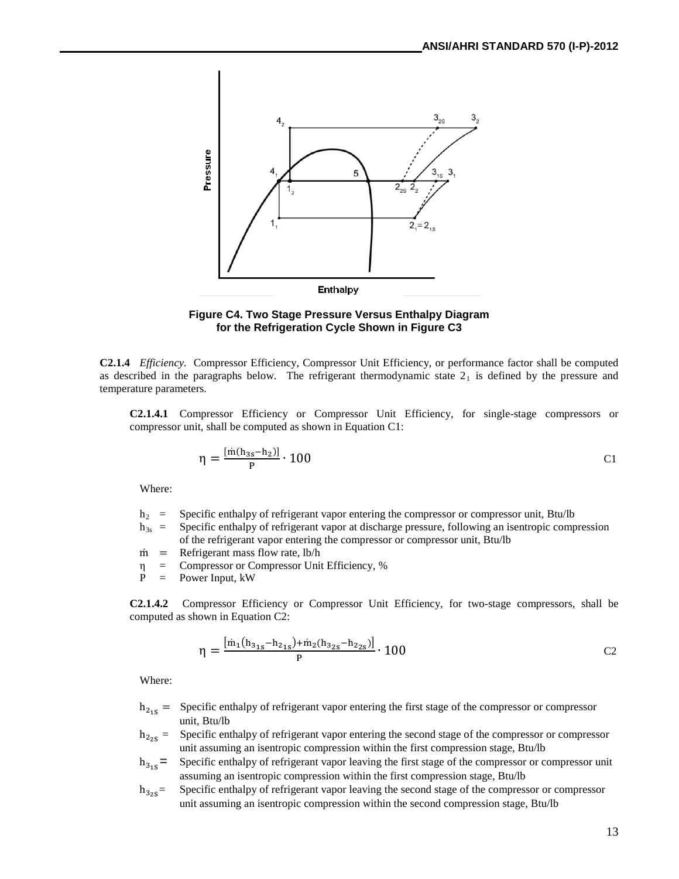**Figure C4. Two Stage Pressure Versus Enthalpy Diagram for the Refrigeration Cycle Shown in Figure C3**

**C2.1.4** *Efficiency.* Compressor Efficiency, Compressor Unit Efficiency, or performance factor shall be computed as described in the paragraphs below. The refrigerant thermodynamic state $2_1$ is defined by the pressure and temperature parameters.

**C2.1.4.1** Compressor Efficiency or Compressor Unit Efficiency, for single-stage compressors or compressor unit, shall be computed as shown in Equation C1:

$$\eta = \frac{[\dot{m}(h_{3s} - h_2)]}{P} \cdot 100 \qquad \text{C1}$$

Where:

- $h_2$ = Specific enthalpy of refrigerant vapor entering the compressor or compressor unit, Btu/lb
- $h_{3s}$ = Specific enthalpy of refrigerant vapor at discharge pressure, following an isentropic compression of the refrigerant vapor entering the compressor or compressor unit, Btu/lb
- $\dot{m}$ = Refrigerant mass flow rate, lb/h
- $\eta$ = Compressor or Compressor Unit Efficiency, %
- $P$ = Power Input, kW

**C2.1.4.2** Compressor Efficiency or Compressor Unit Efficiency, for two-stage compressors, shall be computed as shown in Equation C2:

$$\eta = \frac{\left[\dot{m}_1\left(h_{3_{1s}} - h_{2_{1s}}\right) + \dot{m}_2\left(h_{3_{2s}} - h_{2_{2s}}\right)\right]}{P} \cdot 100 \qquad \text{C2}$$

Where:

- $h_{2_{1S}}$ = Specific enthalpy of refrigerant vapor entering the first stage of the compressor or compressor unit, Btu/lb
- $h_{2_{2S}}$ = Specific enthalpy of refrigerant vapor entering the second stage of the compressor or compressor unit assuming an isentropic compression within the first compression stage, Btu/lb
- $h_{3_{1S}}$ = Specific enthalpy of refrigerant vapor leaving the first stage of the compressor or compressor unit assuming an isentropic compression within the first compression stage, Btu/lb
- $h_{3_{2S}}$ = Specific enthalpy of refrigerant vapor leaving the second stage of the compressor or compressor unit assuming an isentropic compression within the second compression stage, Btu/lb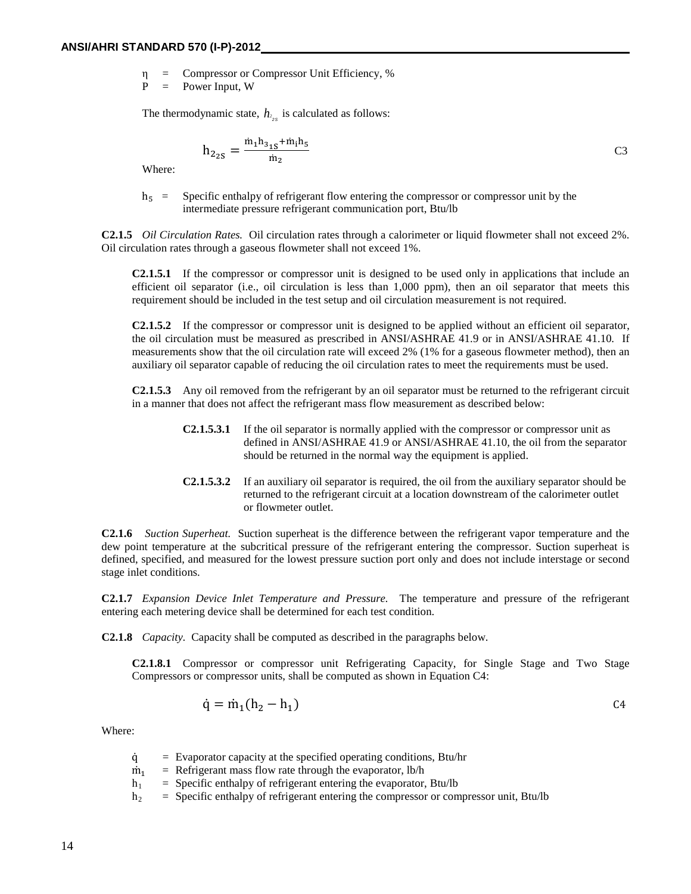η = Compressor or Compressor Unit Efficiency, %
P = Power Input, W

The thermodynamic state, $h_{2_{2s}}$ is calculated as follows:

$$h_{2_{2S}} = \frac{\dot{m}_1 h_{3_{1S}} + \dot{m}_i h_5}{\dot{m}_2} \tag{C3}$$

Where:

$h_5$ = Specific enthalpy of refrigerant flow entering the compressor or compressor unit by the intermediate pressure refrigerant communication port, Btu/lb

**C2.1.5** *Oil Circulation Rates.* Oil circulation rates through a calorimeter or liquid flowmeter shall not exceed 2%. Oil circulation rates through a gaseous flowmeter shall not exceed 1%.

**C2.1.5.1** If the compressor or compressor unit is designed to be used only in applications that include an efficient oil separator (i.e., oil circulation is less than 1,000 ppm), then an oil separator that meets this requirement should be included in the test setup and oil circulation measurement is not required.

**C2.1.5.2** If the compressor or compressor unit is designed to be applied without an efficient oil separator, the oil circulation must be measured as prescribed in ANSI/ASHRAE 41.9 or in ANSI/ASHRAE 41.10*.* If measurements show that the oil circulation rate will exceed 2% (1% for a gaseous flowmeter method), then an auxiliary oil separator capable of reducing the oil circulation rates to meet the requirements must be used.

**C2.1.5.3** Any oil removed from the refrigerant by an oil separator must be returned to the refrigerant circuit in a manner that does not affect the refrigerant mass flow measurement as described below:

**C2.1.5.3.1** If the oil separator is normally applied with the compressor or compressor unit as defined in ANSI/ASHRAE 41.9 or ANSI/ASHRAE 41.10, the oil from the separator should be returned in the normal way the equipment is applied.

**C2.1.5.3.2** If an auxiliary oil separator is required, the oil from the auxiliary separator should be returned to the refrigerant circuit at a location downstream of the calorimeter outlet or flowmeter outlet.

**C2.1.6** *Suction Superheat.* Suction superheat is the difference between the refrigerant vapor temperature and the dew point temperature at the subcritical pressure of the refrigerant entering the compressor. Suction superheat is defined, specified, and measured for the lowest pressure suction port only and does not include interstage or second stage inlet conditions.

**C2.1.7** *Expansion Device Inlet Temperature and Pressure.* The temperature and pressure of the refrigerant entering each metering device shall be determined for each test condition.

**C2.1.8** *Capacity.* Capacity shall be computed as described in the paragraphs below.

**C2.1.8.1** Compressor or compressor unit Refrigerating Capacity, for Single Stage and Two Stage Compressors or compressor units, shall be computed as shown in Equation C4:

$$\dot{q} = \dot{m}_1 (h_2 - h_1) \tag{C4}$$

Where:

$\dot{q}$ = Evaporator capacity at the specified operating conditions, Btu/hr
$\dot{m}_1$ = Refrigerant mass flow rate through the evaporator, lb/h
$h_1$ = Specific enthalpy of refrigerant entering the evaporator, Btu/lb
$h_2$ = Specific enthalpy of refrigerant entering the compressor or compressor unit, Btu/lb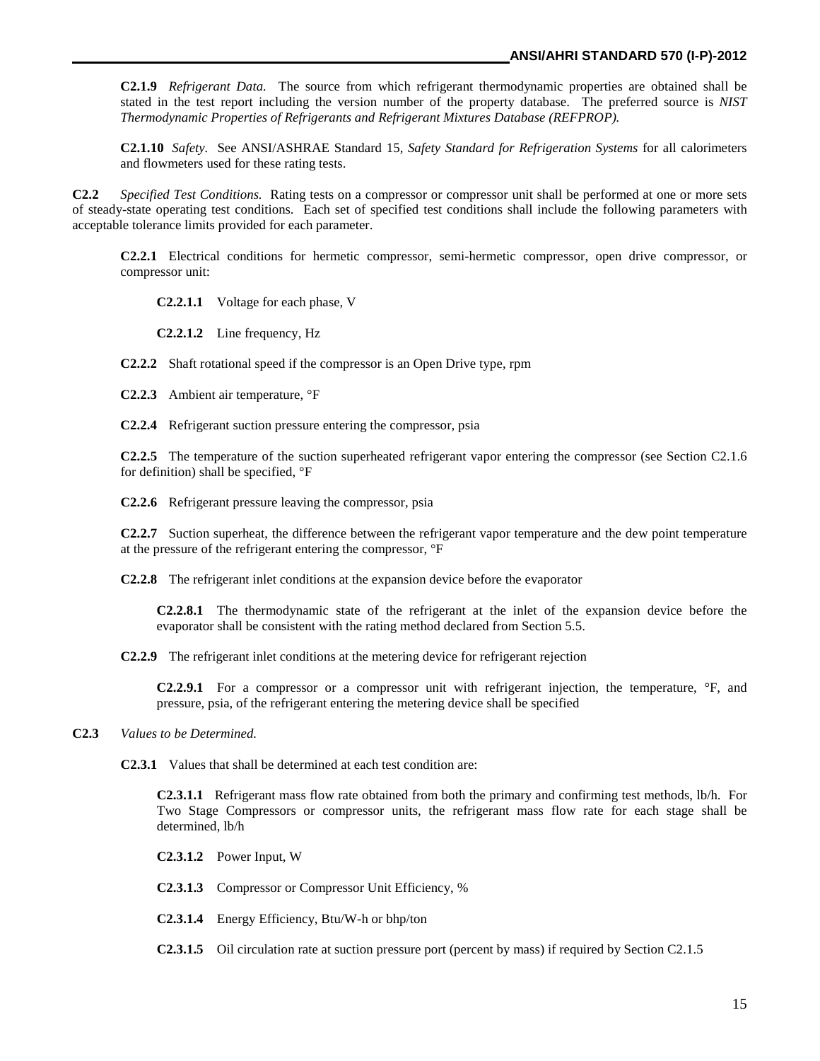**C2.1.9** *Refrigerant Data.* The source from which refrigerant thermodynamic properties are obtained shall be stated in the test report including the version number of the property database. The preferred source is *NIST Thermodynamic Properties of Refrigerants and Refrigerant Mixtures Database (REFPROP).*

**C2.1.10** *Safety.* See ANSI/ASHRAE Standard 15, *Safety Standard for Refrigeration Systems* for all calorimeters and flowmeters used for these rating tests.

**C2.2** *Specified Test Conditions.* Rating tests on a compressor or compressor unit shall be performed at one or more sets of steady-state operating test conditions. Each set of specified test conditions shall include the following parameters with acceptable tolerance limits provided for each parameter.

**C2.2.1** Electrical conditions for hermetic compressor, semi-hermetic compressor, open drive compressor, or compressor unit:

**C2.2.1.1** Voltage for each phase, V

**C2.2.1.2** Line frequency, Hz

**C2.2.2** Shaft rotational speed if the compressor is an Open Drive type, rpm

**C2.2.3** Ambient air temperature, °F

**C2.2.4** Refrigerant suction pressure entering the compressor, psia

**C2.2.5** The temperature of the suction superheated refrigerant vapor entering the compressor (see Section C2.1.6 for definition) shall be specified, °F

**C2.2.6** Refrigerant pressure leaving the compressor, psia

**C2.2.7** Suction superheat, the difference between the refrigerant vapor temperature and the dew point temperature at the pressure of the refrigerant entering the compressor, °F

**C2.2.8** The refrigerant inlet conditions at the expansion device before the evaporator

**C2.2.8.1** The thermodynamic state of the refrigerant at the inlet of the expansion device before the evaporator shall be consistent with the rating method declared from Section 5.5.

**C2.2.9** The refrigerant inlet conditions at the metering device for refrigerant rejection

**C2.2.9.1** For a compressor or a compressor unit with refrigerant injection, the temperature, °F, and pressure, psia, of the refrigerant entering the metering device shall be specified

**C2.3** *Values to be Determined.*

**C2.3.1** Values that shall be determined at each test condition are:

**C2.3.1.1** Refrigerant mass flow rate obtained from both the primary and confirming test methods, lb/h. For Two Stage Compressors or compressor units, the refrigerant mass flow rate for each stage shall be determined, lb/h

**C2.3.1.2** Power Input, W

**C2.3.1.3** Compressor or Compressor Unit Efficiency, %

**C2.3.1.4** Energy Efficiency, Btu/W-h or bhp/ton

**C2.3.1.5** Oil circulation rate at suction pressure port (percent by mass) if required by Section C2.1.5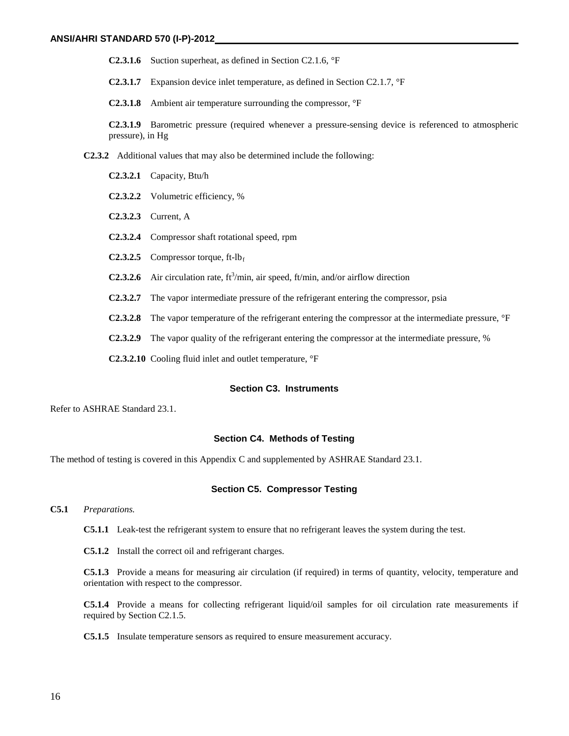**C2.3.1.6** Suction superheat, as defined in Section C2.1.6, °F

**C2.3.1.7** Expansion device inlet temperature, as defined in Section C2.1.7, °F

**C2.3.1.8** Ambient air temperature surrounding the compressor, °F

**C2.3.1.9** Barometric pressure (required whenever a pressure-sensing device is referenced to atmospheric pressure), in Hg

**C2.3.2** Additional values that may also be determined include the following:

**C2.3.2.1** Capacity, Btu/h

**C2.3.2.2** Volumetric efficiency, %

**C2.3.2.3** Current, A

**C2.3.2.4** Compressor shaft rotational speed, rpm

**C2.3.2.5** Compressor torque, ft-$lb_f$

**C2.3.2.6** Air circulation rate, $ft^3$/min, air speed, ft/min, and/or airflow direction

**C2.3.2.7** The vapor intermediate pressure of the refrigerant entering the compressor, psia

**C2.3.2.8** The vapor temperature of the refrigerant entering the compressor at the intermediate pressure, °F

**C2.3.2.9** The vapor quality of the refrigerant entering the compressor at the intermediate pressure, %

**C2.3.2.10** Cooling fluid inlet and outlet temperature, °F

## Section C3. Instruments

Refer to ASHRAE Standard 23.1.

## Section C4. Methods of Testing

The method of testing is covered in this Appendix C and supplemented by ASHRAE Standard 23.1.

## Section C5. Compressor Testing

**C5.1** *Preparations.*

**C5.1.1** Leak-test the refrigerant system to ensure that no refrigerant leaves the system during the test.

**C5.1.2** Install the correct oil and refrigerant charges.

**C5.1.3** Provide a means for measuring air circulation (if required) in terms of quantity, velocity, temperature and orientation with respect to the compressor.

**C5.1.4** Provide a means for collecting refrigerant liquid/oil samples for oil circulation rate measurements if required by Section C2.1.5.

**C5.1.5** Insulate temperature sensors as required to ensure measurement accuracy.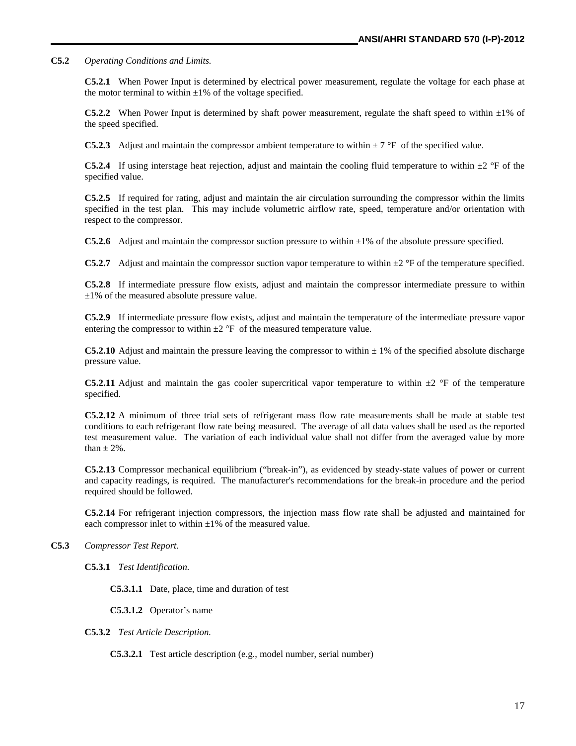**C5.2** *Operating Conditions and Limits.*

**C5.2.1** When Power Input is determined by electrical power measurement, regulate the voltage for each phase at the motor terminal to within ±1% of the voltage specified.

**C5.2.2** When Power Input is determined by shaft power measurement, regulate the shaft speed to within ±1% of the speed specified.

**C5.2.3** Adjust and maintain the compressor ambient temperature to within ± 7 °F of the specified value.

**C5.2.4** If using interstage heat rejection, adjust and maintain the cooling fluid temperature to within ±2 °F of the specified value.

**C5.2.5** If required for rating, adjust and maintain the air circulation surrounding the compressor within the limits specified in the test plan. This may include volumetric airflow rate, speed, temperature and/or orientation with respect to the compressor.

**C5.2.6** Adjust and maintain the compressor suction pressure to within ±1% of the absolute pressure specified.

**C5.2.7** Adjust and maintain the compressor suction vapor temperature to within ±2 °F of the temperature specified.

**C5.2.8** If intermediate pressure flow exists, adjust and maintain the compressor intermediate pressure to within ±1% of the measured absolute pressure value.

**C5.2.9** If intermediate pressure flow exists, adjust and maintain the temperature of the intermediate pressure vapor entering the compressor to within ±2 °F of the measured temperature value.

**C5.2.10** Adjust and maintain the pressure leaving the compressor to within ± 1% of the specified absolute discharge pressure value.

**C5.2.11** Adjust and maintain the gas cooler supercritical vapor temperature to within ±2 °F of the temperature specified.

**C5.2.12** A minimum of three trial sets of refrigerant mass flow rate measurements shall be made at stable test conditions to each refrigerant flow rate being measured. The average of all data values shall be used as the reported test measurement value. The variation of each individual value shall not differ from the averaged value by more than ± 2%.

**C5.2.13** Compressor mechanical equilibrium ("break-in"), as evidenced by steady-state values of power or current and capacity readings, is required. The manufacturer's recommendations for the break-in procedure and the period required should be followed.

**C5.2.14** For refrigerant injection compressors, the injection mass flow rate shall be adjusted and maintained for each compressor inlet to within ±1% of the measured value.

**C5.3** *Compressor Test Report.*

**C5.3.1** *Test Identification.*

**C5.3.1.1** Date, place, time and duration of test

**C5.3.1.2** Operator's name

**C5.3.2** *Test Article Description.*

**C5.3.2.1** Test article description (e.g., model number, serial number)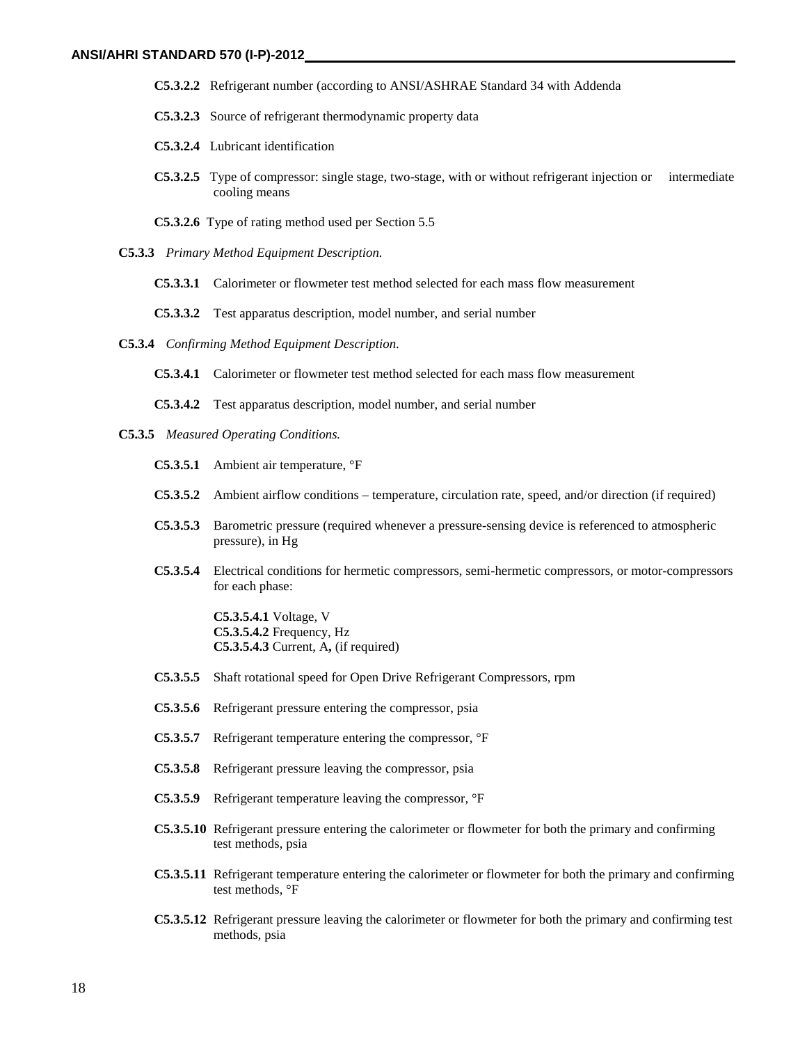**C5.3.2.2** Refrigerant number (according to ANSI/ASHRAE Standard 34 with Addenda

**C5.3.2.3** Source of refrigerant thermodynamic property data

**C5.3.2.4** Lubricant identification

**C5.3.2.5** Type of compressor: single stage, two-stage, with or without refrigerant injection or intermediate cooling means

**C5.3.2.6** Type of rating method used per Section 5.5

**C5.3.3** *Primary Method Equipment Description.*

**C5.3.3.1** Calorimeter or flowmeter test method selected for each mass flow measurement

**C5.3.3.2** Test apparatus description, model number, and serial number

**C5.3.4** *Confirming Method Equipment Description.*

**C5.3.4.1** Calorimeter or flowmeter test method selected for each mass flow measurement

**C5.3.4.2** Test apparatus description, model number, and serial number

**C5.3.5** *Measured Operating Conditions.*

**C5.3.5.1** Ambient air temperature, °F

**C5.3.5.2** Ambient airflow conditions – temperature, circulation rate, speed, and/or direction (if required)

**C5.3.5.3** Barometric pressure (required whenever a pressure-sensing device is referenced to atmospheric pressure), in Hg

**C5.3.5.4** Electrical conditions for hermetic compressors, semi-hermetic compressors, or motor-compressors for each phase:

**C5.3.5.4.1** Voltage, V
**C5.3.5.4.2** Frequency, Hz
**C5.3.5.4.3** Current, A**,** (if required)

**C5.3.5.5** Shaft rotational speed for Open Drive Refrigerant Compressors, rpm

**C5.3.5.6** Refrigerant pressure entering the compressor, psia

**C5.3.5.7** Refrigerant temperature entering the compressor, °F

**C5.3.5.8** Refrigerant pressure leaving the compressor, psia

**C5.3.5.9** Refrigerant temperature leaving the compressor, °F

**C5.3.5.10** Refrigerant pressure entering the calorimeter or flowmeter for both the primary and confirming test methods, psia

**C5.3.5.11** Refrigerant temperature entering the calorimeter or flowmeter for both the primary and confirming test methods, °F

**C5.3.5.12** Refrigerant pressure leaving the calorimeter or flowmeter for both the primary and confirming test methods, psia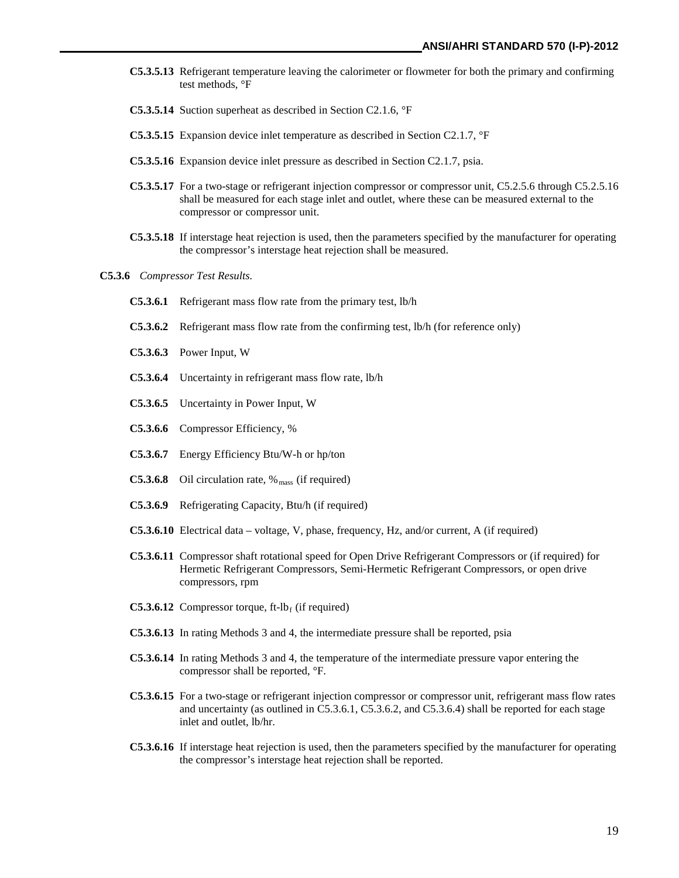**C5.3.5.13** Refrigerant temperature leaving the calorimeter or flowmeter for both the primary and confirming test methods, °F

**C5.3.5.14** Suction superheat as described in Section C2.1.6, °F

**C5.3.5.15** Expansion device inlet temperature as described in Section C2.1.7, °F

**C5.3.5.16** Expansion device inlet pressure as described in Section C2.1.7, psia.

**C5.3.5.17** For a two-stage or refrigerant injection compressor or compressor unit, C5.2.5.6 through C5.2.5.16 shall be measured for each stage inlet and outlet, where these can be measured external to the compressor or compressor unit.

**C5.3.5.18** If interstage heat rejection is used, then the parameters specified by the manufacturer for operating the compressor's interstage heat rejection shall be measured.

**C5.3.6** *Compressor Test Results.*

**C5.3.6.1** Refrigerant mass flow rate from the primary test, lb/h

**C5.3.6.2** Refrigerant mass flow rate from the confirming test, lb/h (for reference only)

**C5.3.6.3** Power Input, W

**C5.3.6.4** Uncertainty in refrigerant mass flow rate, lb/h

**C5.3.6.5** Uncertainty in Power Input, W

**C5.3.6.6** Compressor Efficiency, %

**C5.3.6.7** Energy Efficiency Btu/W-h or hp/ton

**C5.3.6.8** Oil circulation rate, $\%_{mass}$ (if required)

**C5.3.6.9** Refrigerating Capacity, Btu/h (if required)

**C5.3.6.10** Electrical data – voltage, V, phase, frequency, Hz, and/or current, A (if required)

**C5.3.6.11** Compressor shaft rotational speed for Open Drive Refrigerant Compressors or (if required) for Hermetic Refrigerant Compressors, Semi-Hermetic Refrigerant Compressors, or open drive compressors, rpm

**C5.3.6.12** Compressor torque, ft-$lb_f$ (if required)

**C5.3.6.13** In rating Methods 3 and 4, the intermediate pressure shall be reported, psia

**C5.3.6.14** In rating Methods 3 and 4, the temperature of the intermediate pressure vapor entering the compressor shall be reported, °F.

**C5.3.6.15** For a two-stage or refrigerant injection compressor or compressor unit, refrigerant mass flow rates and uncertainty (as outlined in C5.3.6.1, C5.3.6.2, and C5.3.6.4) shall be reported for each stage inlet and outlet, lb/hr.

**C5.3.6.16** If interstage heat rejection is used, then the parameters specified by the manufacturer for operating the compressor's interstage heat rejection shall be reported.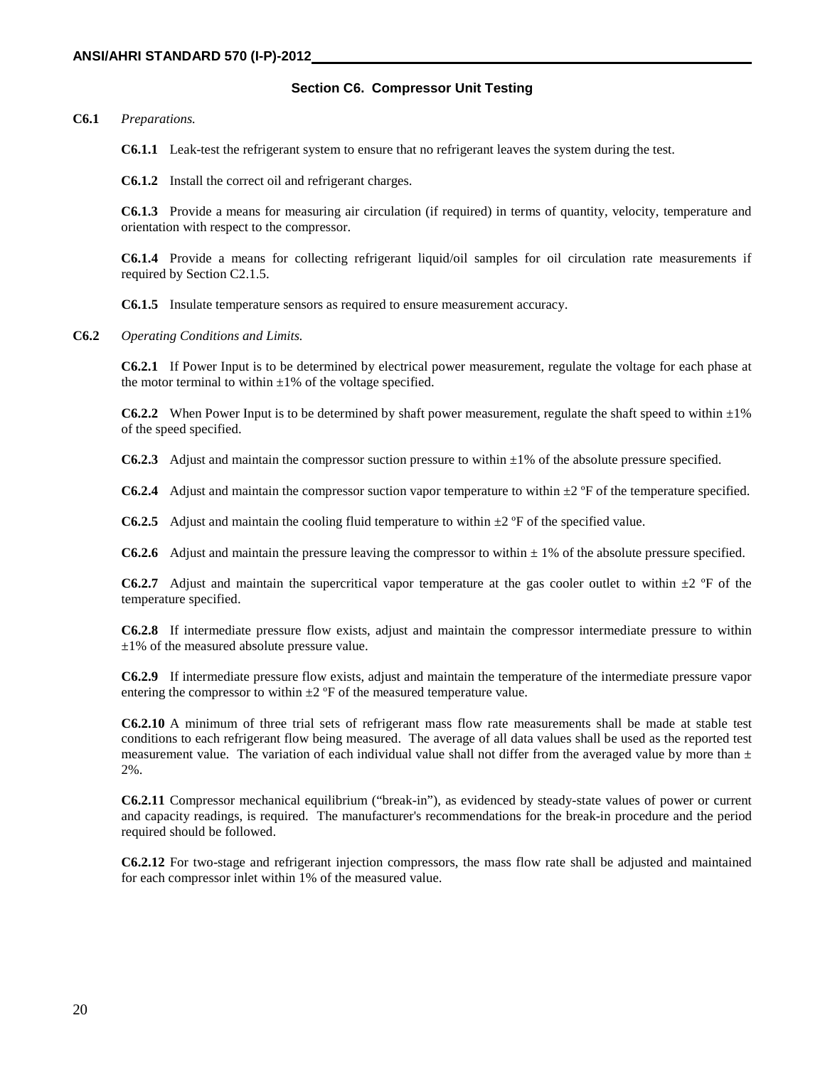## Section C6. Compressor Unit Testing

**C6.1** *Preparations.*

**C6.1.1** Leak-test the refrigerant system to ensure that no refrigerant leaves the system during the test.

**C6.1.2** Install the correct oil and refrigerant charges.

**C6.1.3** Provide a means for measuring air circulation (if required) in terms of quantity, velocity, temperature and orientation with respect to the compressor.

**C6.1.4** Provide a means for collecting refrigerant liquid/oil samples for oil circulation rate measurements if required by Section C2.1.5.

**C6.1.5** Insulate temperature sensors as required to ensure measurement accuracy.

**C6.2** *Operating Conditions and Limits.*

**C6.2.1** If Power Input is to be determined by electrical power measurement, regulate the voltage for each phase at the motor terminal to within ±1% of the voltage specified.

**C6.2.2** When Power Input is to be determined by shaft power measurement, regulate the shaft speed to within ±1% of the speed specified.

**C6.2.3** Adjust and maintain the compressor suction pressure to within ±1% of the absolute pressure specified.

**C6.2.4** Adjust and maintain the compressor suction vapor temperature to within ±2 ºF of the temperature specified.

**C6.2.5** Adjust and maintain the cooling fluid temperature to within ±2 ºF of the specified value.

**C6.2.6** Adjust and maintain the pressure leaving the compressor to within ± 1% of the absolute pressure specified.

**C6.2.7** Adjust and maintain the supercritical vapor temperature at the gas cooler outlet to within ±2 ºF of the temperature specified.

**C6.2.8** If intermediate pressure flow exists, adjust and maintain the compressor intermediate pressure to within ±1% of the measured absolute pressure value.

**C6.2.9** If intermediate pressure flow exists, adjust and maintain the temperature of the intermediate pressure vapor entering the compressor to within ±2 ºF of the measured temperature value.

**C6.2.10** A minimum of three trial sets of refrigerant mass flow rate measurements shall be made at stable test conditions to each refrigerant flow being measured. The average of all data values shall be used as the reported test measurement value. The variation of each individual value shall not differ from the averaged value by more than ± 2%.

**C6.2.11** Compressor mechanical equilibrium ("break-in"), as evidenced by steady-state values of power or current and capacity readings, is required. The manufacturer's recommendations for the break-in procedure and the period required should be followed.

**C6.2.12** For two-stage and refrigerant injection compressors, the mass flow rate shall be adjusted and maintained for each compressor inlet within 1% of the measured value.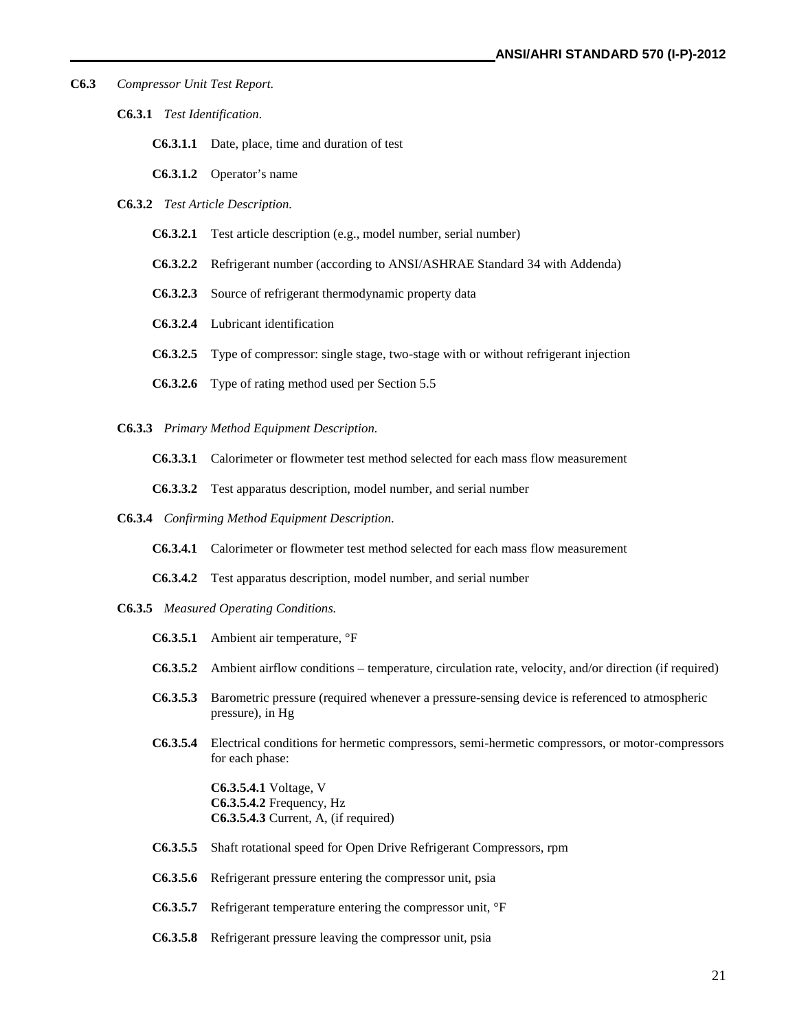**C6.3** *Compressor Unit Test Report.*

**C6.3.1** *Test Identification.*

**C6.3.1.1** Date, place, time and duration of test

**C6.3.1.2** Operator's name

**C6.3.2** *Test Article Description.*

**C6.3.2.1** Test article description (e.g., model number, serial number)

**C6.3.2.2** Refrigerant number (according to ANSI/ASHRAE Standard 34 with Addenda)

**C6.3.2.3** Source of refrigerant thermodynamic property data

**C6.3.2.4** Lubricant identification

**C6.3.2.5** Type of compressor: single stage, two-stage with or without refrigerant injection

**C6.3.2.6** Type of rating method used per Section 5.5

**C6.3.3** *Primary Method Equipment Description.*

**C6.3.3.1** Calorimeter or flowmeter test method selected for each mass flow measurement

**C6.3.3.2** Test apparatus description, model number, and serial number

**C6.3.4** *Confirming Method Equipment Description.*

**C6.3.4.1** Calorimeter or flowmeter test method selected for each mass flow measurement

**C6.3.4.2** Test apparatus description, model number, and serial number

**C6.3.5** *Measured Operating Conditions.*

**C6.3.5.1** Ambient air temperature, °F

**C6.3.5.2** Ambient airflow conditions – temperature, circulation rate, velocity, and/or direction (if required)

**C6.3.5.3** Barometric pressure (required whenever a pressure-sensing device is referenced to atmospheric pressure), in Hg

**C6.3.5.4** Electrical conditions for hermetic compressors, semi-hermetic compressors, or motor-compressors for each phase:

**C6.3.5.4.1** Voltage, V
**C6.3.5.4.2** Frequency, Hz
**C6.3.5.4.3** Current, A, (if required)

**C6.3.5.5** Shaft rotational speed for Open Drive Refrigerant Compressors, rpm

**C6.3.5.6** Refrigerant pressure entering the compressor unit, psia

**C6.3.5.7** Refrigerant temperature entering the compressor unit, °F

**C6.3.5.8** Refrigerant pressure leaving the compressor unit, psia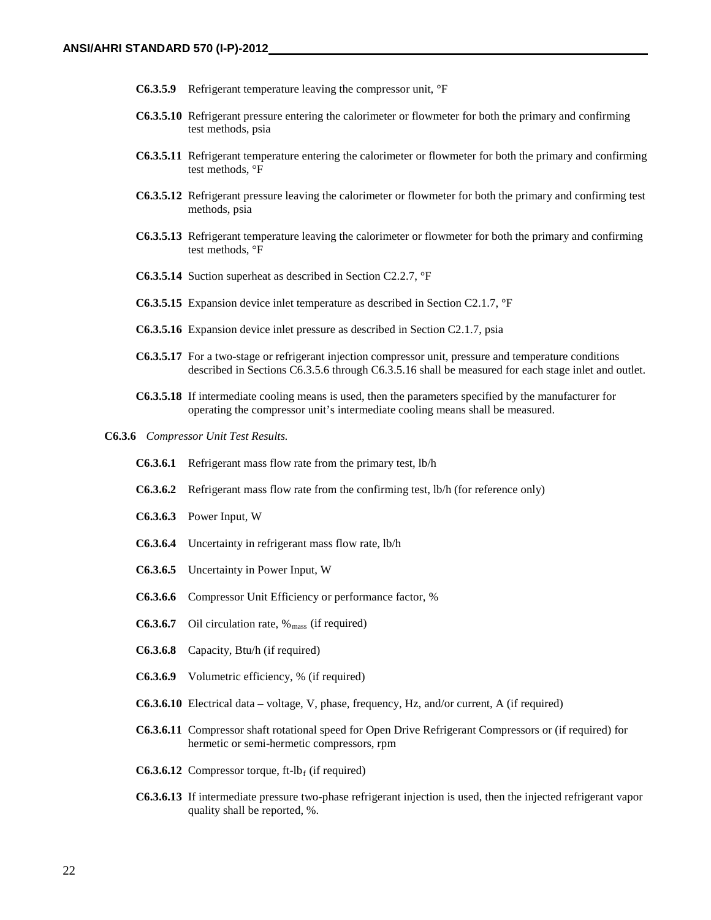**C6.3.5.9** Refrigerant temperature leaving the compressor unit, °F

**C6.3.5.10** Refrigerant pressure entering the calorimeter or flowmeter for both the primary and confirming test methods, psia

**C6.3.5.11** Refrigerant temperature entering the calorimeter or flowmeter for both the primary and confirming test methods, °F

**C6.3.5.12** Refrigerant pressure leaving the calorimeter or flowmeter for both the primary and confirming test methods, psia

**C6.3.5.13** Refrigerant temperature leaving the calorimeter or flowmeter for both the primary and confirming test methods, °F

**C6.3.5.14** Suction superheat as described in Section C2.2.7, °F

**C6.3.5.15** Expansion device inlet temperature as described in Section C2.1.7, °F

**C6.3.5.16** Expansion device inlet pressure as described in Section C2.1.7, psia

**C6.3.5.17** For a two-stage or refrigerant injection compressor unit, pressure and temperature conditions described in Sections C6.3.5.6 through C6.3.5.16 shall be measured for each stage inlet and outlet.

**C6.3.5.18** If intermediate cooling means is used, then the parameters specified by the manufacturer for operating the compressor unit's intermediate cooling means shall be measured.

**C6.3.6** *Compressor Unit Test Results.*

**C6.3.6.1** Refrigerant mass flow rate from the primary test, lb/h

**C6.3.6.2** Refrigerant mass flow rate from the confirming test, lb/h (for reference only)

**C6.3.6.3** Power Input, W

**C6.3.6.4** Uncertainty in refrigerant mass flow rate, lb/h

**C6.3.6.5** Uncertainty in Power Input, W

**C6.3.6.6** Compressor Unit Efficiency or performance factor, %

**C6.3.6.7** Oil circulation rate, $\%_{mass}$ (if required)

**C6.3.6.8** Capacity, Btu/h (if required)

**C6.3.6.9** Volumetric efficiency, % (if required)

**C6.3.6.10** Electrical data – voltage, V, phase, frequency, Hz, and/or current, A (if required)

**C6.3.6.11** Compressor shaft rotational speed for Open Drive Refrigerant Compressors or (if required) for hermetic or semi-hermetic compressors, rpm

**C6.3.6.12** Compressor torque, ft-$lb_f$ (if required)

**C6.3.6.13** If intermediate pressure two-phase refrigerant injection is used, then the injected refrigerant vapor quality shall be reported, %.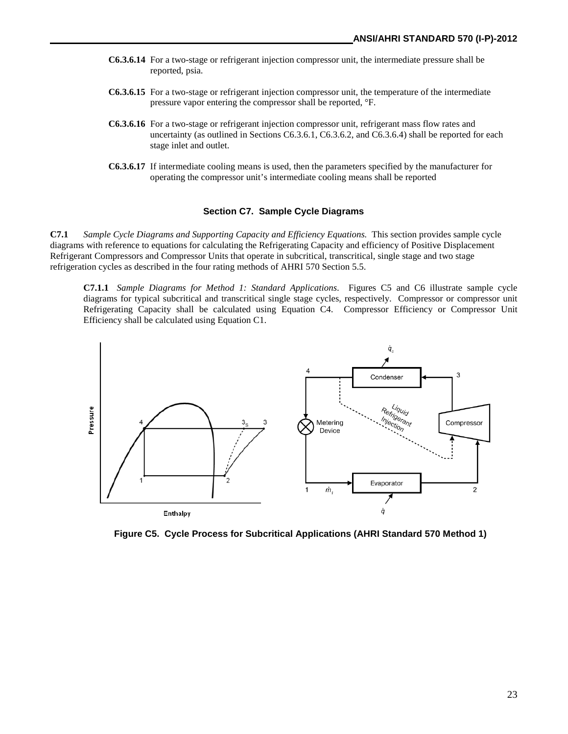**C6.3.6.14** For a two-stage or refrigerant injection compressor unit, the intermediate pressure shall be reported, psia.

**C6.3.6.15** For a two-stage or refrigerant injection compressor unit, the temperature of the intermediate pressure vapor entering the compressor shall be reported, °F.

**C6.3.6.16** For a two-stage or refrigerant injection compressor unit, refrigerant mass flow rates and uncertainty (as outlined in Sections C6.3.6.1, C6.3.6.2, and C6.3.6.4) shall be reported for each stage inlet and outlet.

**C6.3.6.17** If intermediate cooling means is used, then the parameters specified by the manufacturer for operating the compressor unit's intermediate cooling means shall be reported

### Section C7. Sample Cycle Diagrams

**C7.1** *Sample Cycle Diagrams and Supporting Capacity and Efficiency Equations.* This section provides sample cycle diagrams with reference to equations for calculating the Refrigerating Capacity and efficiency of Positive Displacement Refrigerant Compressors and Compressor Units that operate in subcritical, transcritical, single stage and two stage refrigeration cycles as described in the four rating methods of AHRI 570 Section 5.5.

**C7.1.1** *Sample Diagrams for Method 1: Standard Applications.* Figures C5 and C6 illustrate sample cycle diagrams for typical subcritical and transcritical single stage cycles, respectively. Compressor or compressor unit Refrigerating Capacity shall be calculated using Equation C4. Compressor Efficiency or Compressor Unit Efficiency shall be calculated using Equation C1.

**Figure C5. Cycle Process for Subcritical Applications (AHRI Standard 570 Method 1)**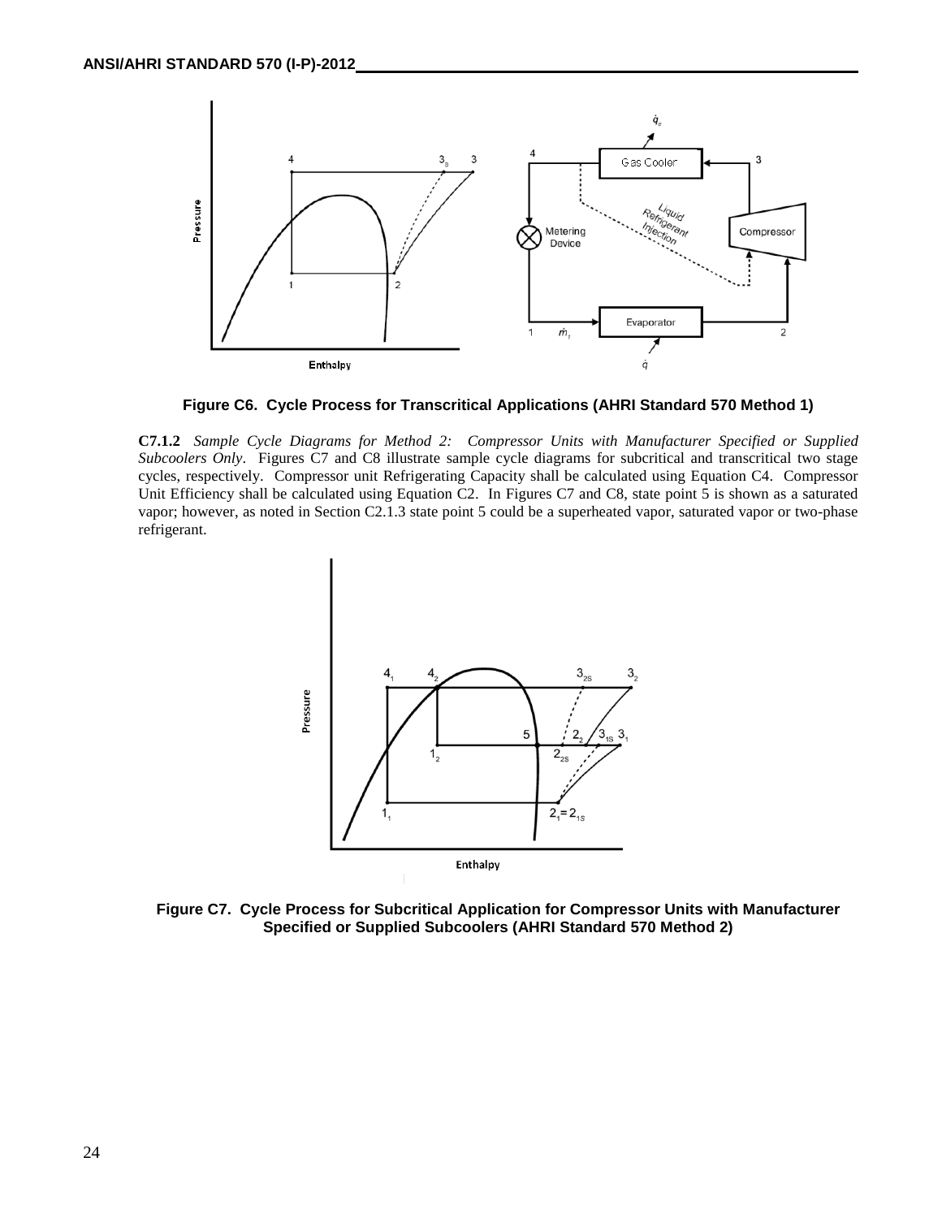Figure C6. Cycle Process for Transcritical Applications (AHRI Standard 570 Method 1)

**C7.1.2** *Sample Cycle Diagrams for Method 2: Compressor Units with Manufacturer Specified or Supplied Subcoolers Only*. Figures C7 and C8 illustrate sample cycle diagrams for subcritical and transcritical two stage cycles, respectively. Compressor unit Refrigerating Capacity shall be calculated using Equation C4. Compressor Unit Efficiency shall be calculated using Equation C2. In Figures C7 and C8, state point 5 is shown as a saturated vapor; however, as noted in Section C2.1.3 state point 5 could be a superheated vapor, saturated vapor or two-phase refrigerant.

Figure C7. Cycle Process for Subcritical Application for Compressor Units with Manufacturer Specified or Supplied Subcoolers (AHRI Standard 570 Method 2)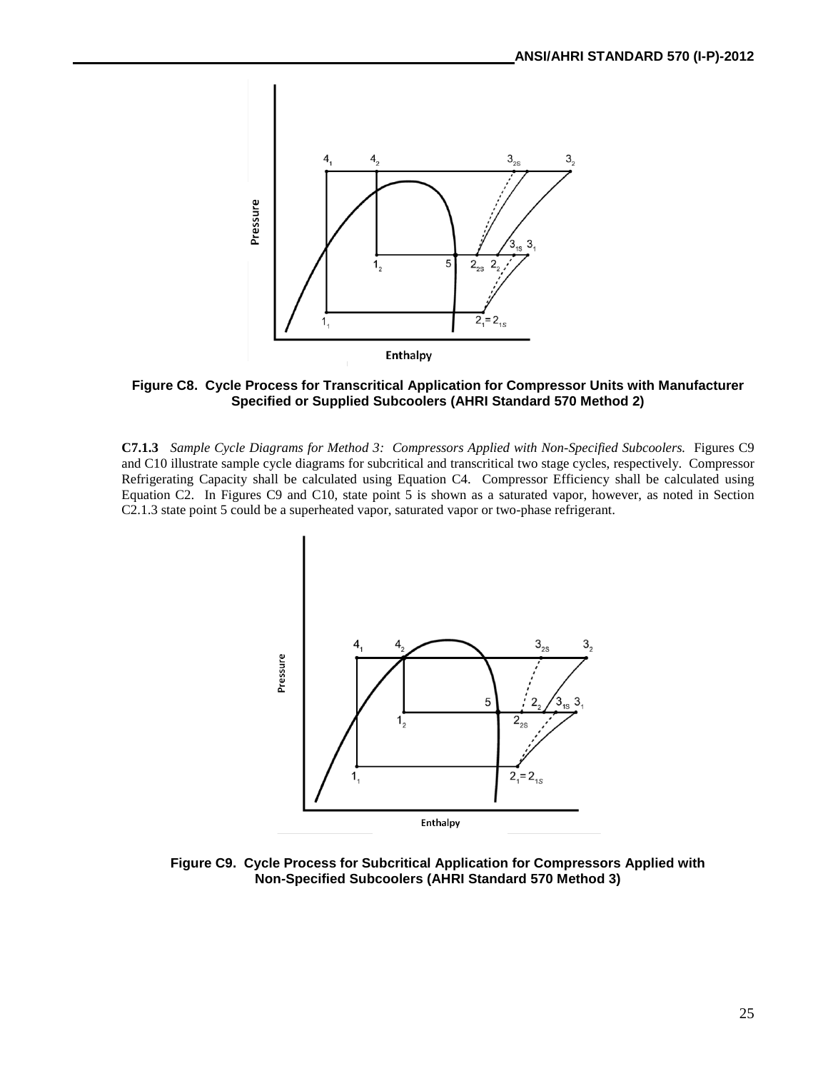Figure C8. Cycle Process for Transcritical Application for Compressor Units with Manufacturer Specified or Supplied Subcoolers (AHRI Standard 570 Method 2)

**C7.1.3** *Sample Cycle Diagrams for Method 3: Compressors Applied with Non-Specified Subcoolers.* Figures C9 and C10 illustrate sample cycle diagrams for subcritical and transcritical two stage cycles, respectively. Compressor Refrigerating Capacity shall be calculated using Equation C4. Compressor Efficiency shall be calculated using Equation C2. In Figures C9 and C10, state point 5 is shown as a saturated vapor, however, as noted in Section C2.1.3 state point 5 could be a superheated vapor, saturated vapor or two-phase refrigerant.

Figure C9. Cycle Process for Subcritical Application for Compressors Applied with Non-Specified Subcoolers (AHRI Standard 570 Method 3)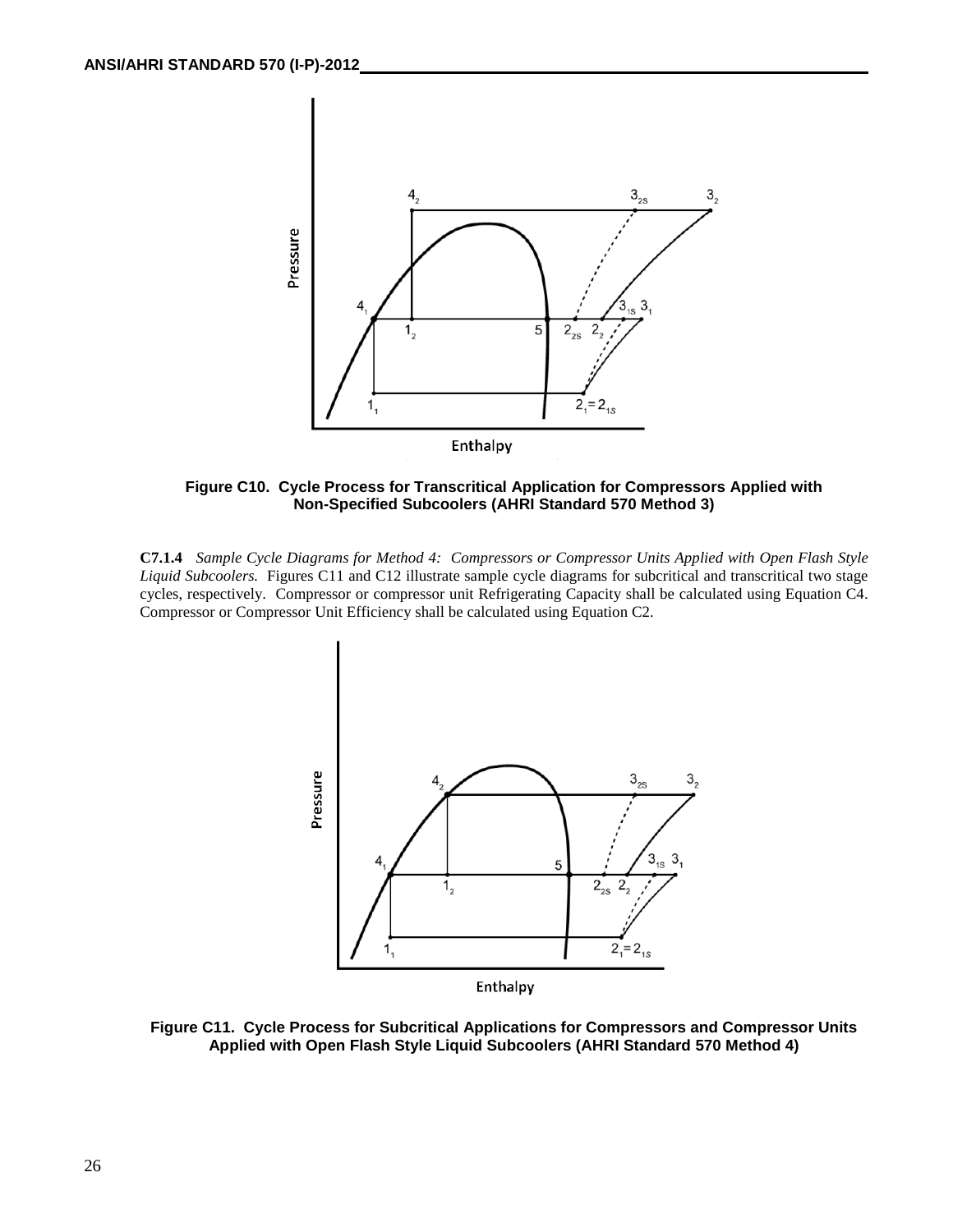Figure C10. Cycle Process for Transcritical Application for Compressors Applied with Non-Specified Subcoolers (AHRI Standard 570 Method 3)

**C7.1.4** *Sample Cycle Diagrams for Method 4: Compressors or Compressor Units Applied with Open Flash Style Liquid Subcoolers.* Figures C11 and C12 illustrate sample cycle diagrams for subcritical and transcritical two stage cycles, respectively. Compressor or compressor unit Refrigerating Capacity shall be calculated using Equation C4. Compressor or Compressor Unit Efficiency shall be calculated using Equation C2.

Figure C11. Cycle Process for Subcritical Applications for Compressors and Compressor Units Applied with Open Flash Style Liquid Subcoolers (AHRI Standard 570 Method 4)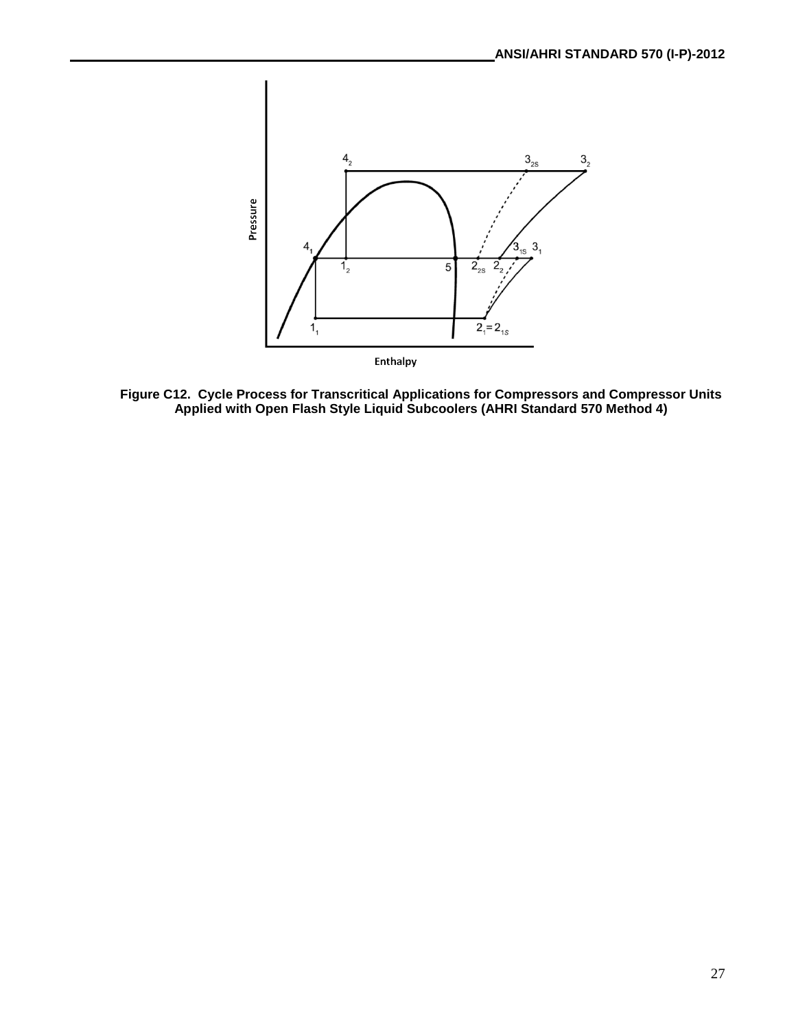Pressure

Enthalpy

$4_2$

$3_{2S}$

$3_2$

$4_1$

$1_2$

5

$2_{2S}$

$2_2$

$3_{1S}$

$3_1$

$1_1$

$2_1 = 2_{1S}$

**Figure C12. Cycle Process for Transcritical Applications for Compressors and Compressor Units Applied with Open Flash Style Liquid Subcoolers (AHRI Standard 570 Method 4)**